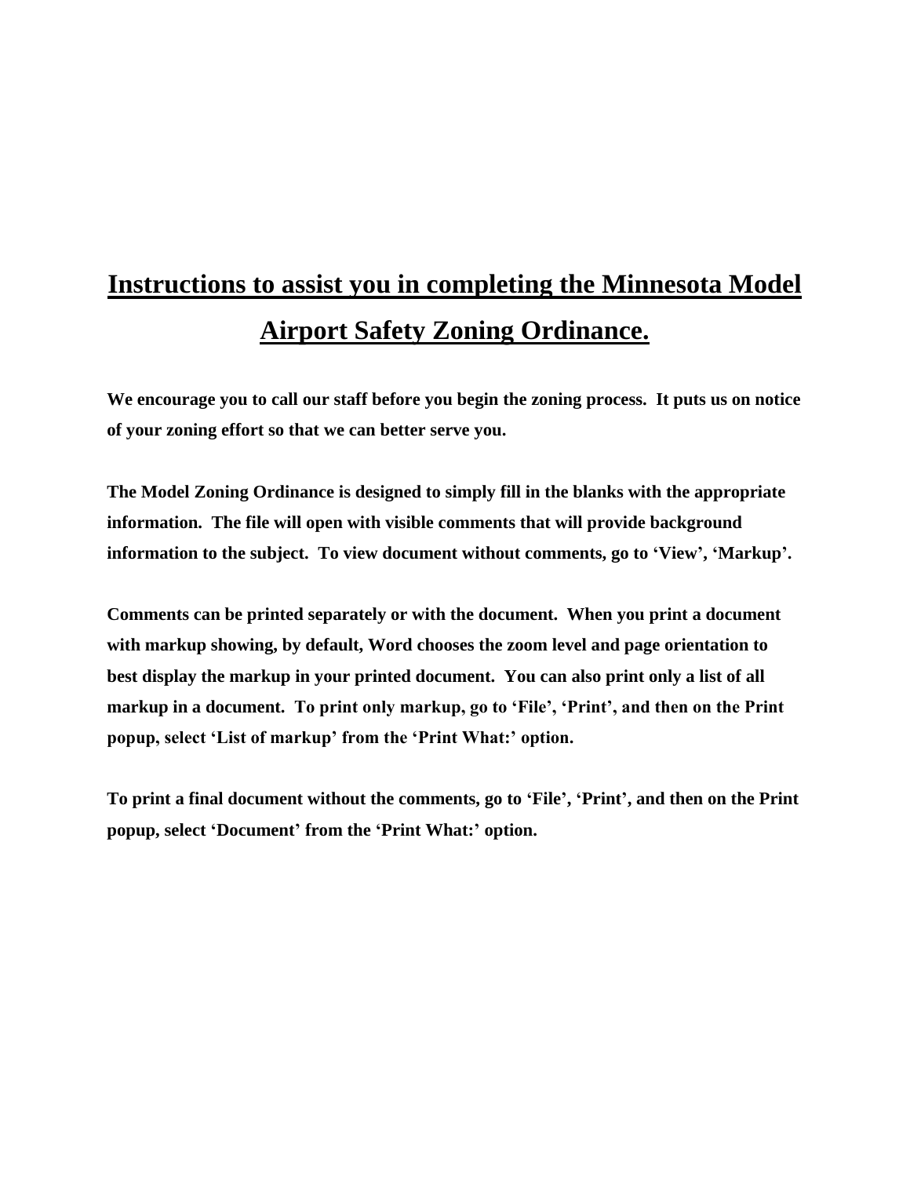# Instructions to assist you in completing the Minnesota Model Airport Safety Zoning Ordinance.

**We encourage you to call our staff before you begin the zoning process. It puts us on notice of your zoning effort so that we can better serve you.**

**The Model Zoning Ordinance is designed to simply fill in the blanks with the appropriate information. The file will open with visible comments that will provide background information to the subject. To view document without comments, go to 'View', 'Markup'.**

**Comments can be printed separately or with the document. When you print a document with markup showing, by default, Word chooses the zoom level and page orientation to best display the markup in your printed document. You can also print only a list of all markup in a document. To print only markup, go to 'File', 'Print', and then on the Print popup, select 'List of markup' from the 'Print What:' option.**

**To print a final document without the comments, go to 'File', 'Print', and then on the Print popup, select 'Document' from the 'Print What:' option.**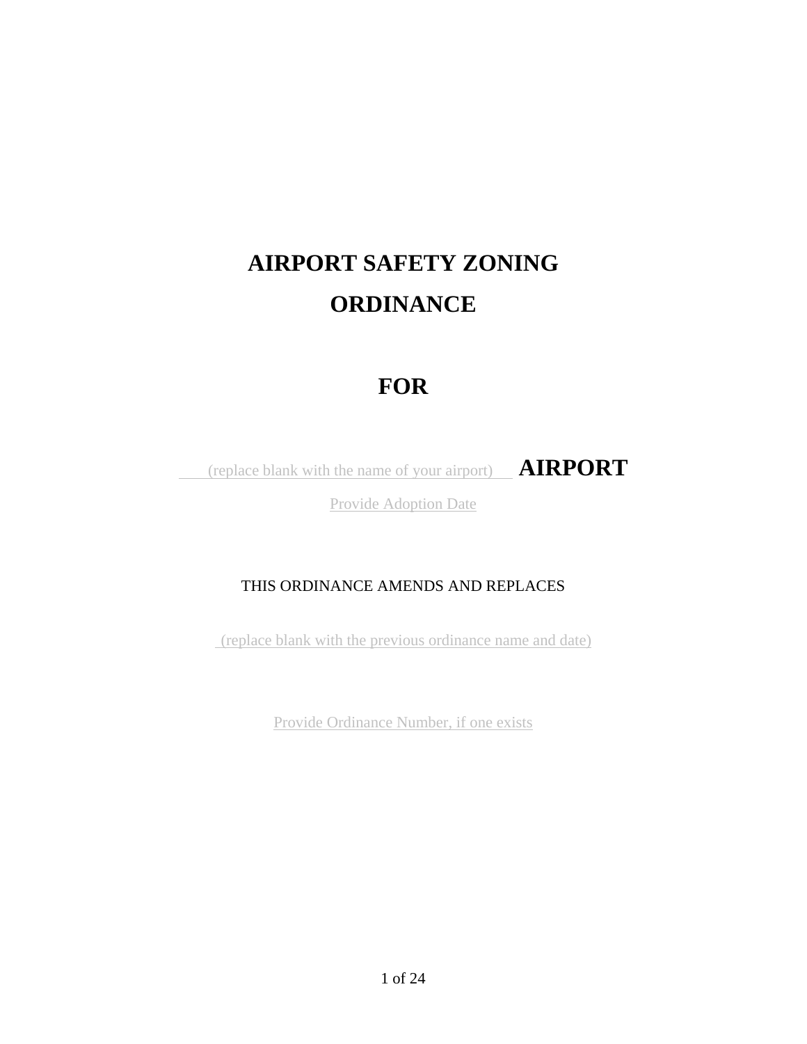# AIRPORT SAFETY ZONING ORDINANCE

# FOR

(replace blank with the name of your airport) **AIRPORT**

Provide Adoption Date

THIS ORDINANCE AMENDS AND REPLACES

(replace blank with the previous ordinance name and date)

Provide Ordinance Number, if one exists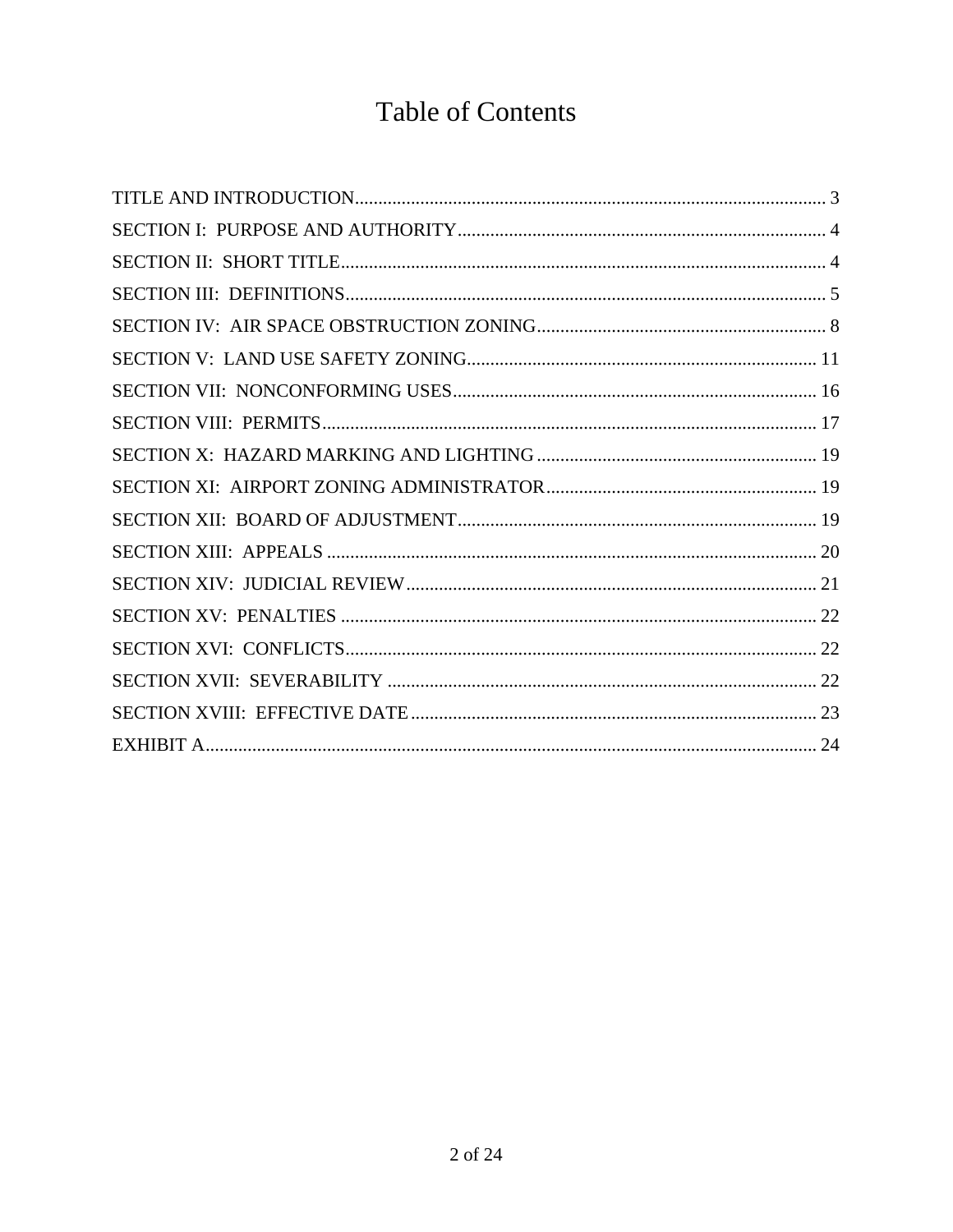# Table of Contents

TITLE AND INTRODUCTION........................................................................................................ 3
SECTION I: PURPOSE AND AUTHORITY................................................................................ 4
SECTION II: SHORT TITLE........................................................................................................ 4
SECTION III: DEFINITIONS........................................................................................................ 5
SECTION IV: AIR SPACE OBSTRUCTION ZONING............................................................... 8
SECTION V: LAND USE SAFETY ZONING............................................................................ 11
SECTION VII: NONCONFORMING USES.............................................................................. 16
SECTION VIII: PERMITS.......................................................................................................... 17
SECTION X: HAZARD MARKING AND LIGHTING.............................................................. 19
SECTION XI: AIRPORT ZONING ADMINISTRATOR........................................................... 19
SECTION XII: BOARD OF ADJUSTMENT.............................................................................. 19
SECTION XIII: APPEALS.......................................................................................................... 20
SECTION XIV: JUDICIAL REVIEW......................................................................................... 21
SECTION XV: PENALTIES....................................................................................................... 22
SECTION XVI: CONFLICTS...................................................................................................... 22
SECTION XVII: SEVERABILITY............................................................................................. 22
SECTION XVIII: EFFECTIVE DATE........................................................................................ 23
EXHIBIT A.................................................................................................................................. 24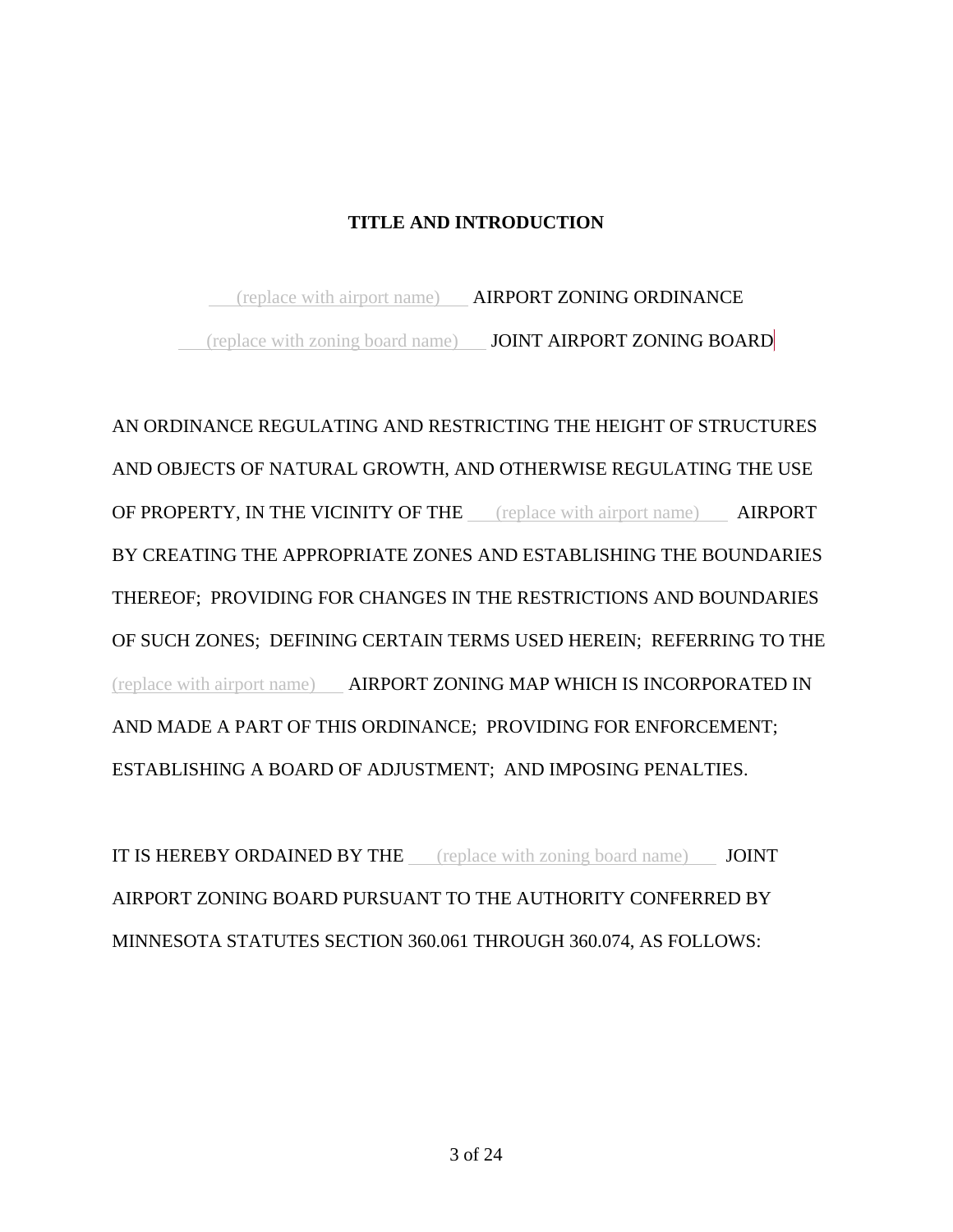## TITLE AND INTRODUCTION

(replace with airport name) AIRPORT ZONING ORDINANCE

(replace with zoning board name) JOINT AIRPORT ZONING BOARD

AN ORDINANCE REGULATING AND RESTRICTING THE HEIGHT OF STRUCTURES AND OBJECTS OF NATURAL GROWTH, AND OTHERWISE REGULATING THE USE OF PROPERTY, IN THE VICINITY OF THE (replace with airport name) AIRPORT BY CREATING THE APPROPRIATE ZONES AND ESTABLISHING THE BOUNDARIES THEREOF; PROVIDING FOR CHANGES IN THE RESTRICTIONS AND BOUNDARIES OF SUCH ZONES; DEFINING CERTAIN TERMS USED HEREIN; REFERRING TO THE (replace with airport name) AIRPORT ZONING MAP WHICH IS INCORPORATED IN AND MADE A PART OF THIS ORDINANCE; PROVIDING FOR ENFORCEMENT; ESTABLISHING A BOARD OF ADJUSTMENT; AND IMPOSING PENALTIES.

IT IS HEREBY ORDAINED BY THE (replace with zoning board name) JOINT AIRPORT ZONING BOARD PURSUANT TO THE AUTHORITY CONFERRED BY MINNESOTA STATUTES SECTION 360.061 THROUGH 360.074, AS FOLLOWS: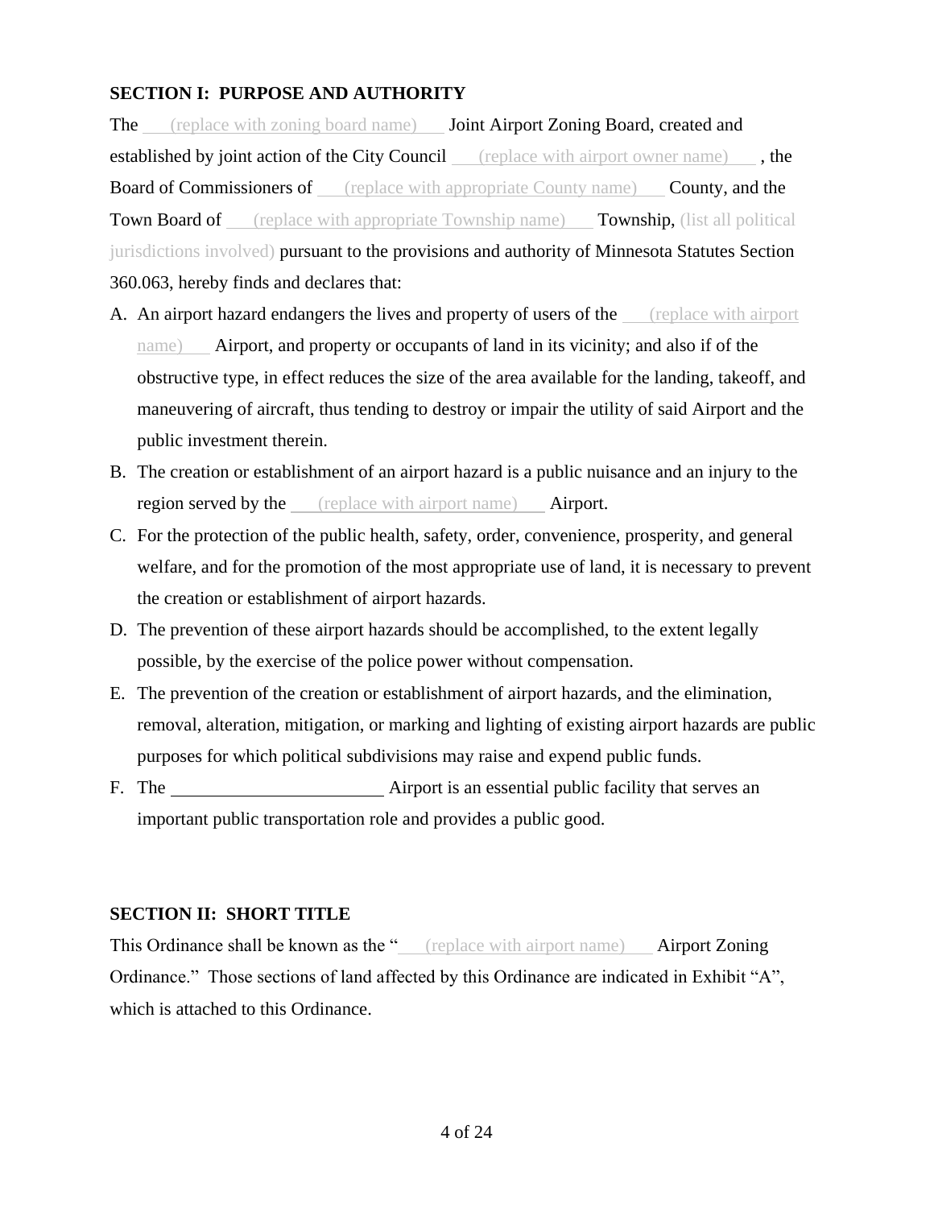## SECTION I: PURPOSE AND AUTHORITY

The ___(replace with zoning board name)___ Joint Airport Zoning Board, created and established by joint action of the City Council ___(replace with airport owner name)___ , the Board of Commissioners of ___(replace with appropriate County name)___ County, and the Town Board of ___(replace with appropriate Township name)___ Township, (list all political jurisdictions involved) pursuant to the provisions and authority of Minnesota Statutes Section 360.063, hereby finds and declares that:

A. An airport hazard endangers the lives and property of users of the ___(replace with airport name)___ Airport, and property or occupants of land in its vicinity; and also if of the obstructive type, in effect reduces the size of the area available for the landing, takeoff, and maneuvering of aircraft, thus tending to destroy or impair the utility of said Airport and the public investment therein.

B. The creation or establishment of an airport hazard is a public nuisance and an injury to the region served by the ___(replace with airport name)___ Airport.

C. For the protection of the public health, safety, order, convenience, prosperity, and general welfare, and for the promotion of the most appropriate use of land, it is necessary to prevent the creation or establishment of airport hazards.

D. The prevention of these airport hazards should be accomplished, to the extent legally possible, by the exercise of the police power without compensation.

E. The prevention of the creation or establishment of airport hazards, and the elimination, removal, alteration, mitigation, or marking and lighting of existing airport hazards are public purposes for which political subdivisions may raise and expend public funds.

F. The ________________________ Airport is an essential public facility that serves an important public transportation role and provides a public good.

## SECTION II: SHORT TITLE

This Ordinance shall be known as the "___(replace with airport name)___ Airport Zoning Ordinance." Those sections of land affected by this Ordinance are indicated in Exhibit "A", which is attached to this Ordinance.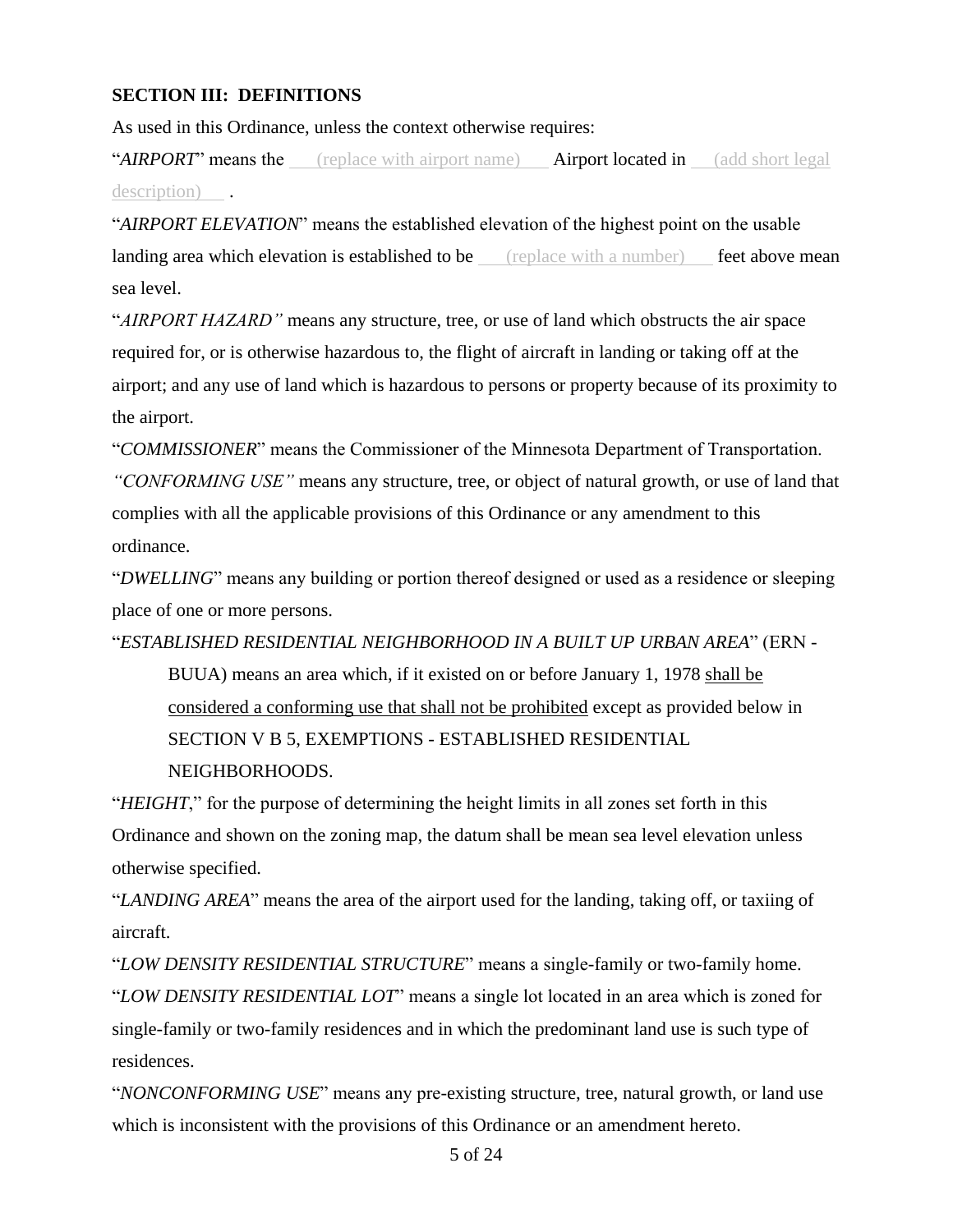**SECTION III: DEFINITIONS**

As used in this Ordinance, unless the context otherwise requires:

"*AIRPORT*" means the \_\_\_(replace with airport name)\_\_\_ Airport located in \_\_\_(add short legal description)\_\_\_ .

"*AIRPORT ELEVATION*" means the established elevation of the highest point on the usable landing area which elevation is established to be \_\_\_(replace with a number)\_\_\_ feet above mean sea level.

"*AIRPORT HAZARD"* means any structure, tree, or use of land which obstructs the air space required for, or is otherwise hazardous to, the flight of aircraft in landing or taking off at the airport; and any use of land which is hazardous to persons or property because of its proximity to the airport.

"*COMMISSIONER*" means the Commissioner of the Minnesota Department of Transportation.

*"CONFORMING USE"* means any structure, tree, or object of natural growth, or use of land that complies with all the applicable provisions of this Ordinance or any amendment to this ordinance.

"*DWELLING*" means any building or portion thereof designed or used as a residence or sleeping place of one or more persons.

"*ESTABLISHED RESIDENTIAL NEIGHBORHOOD IN A BUILT UP URBAN AREA*" (ERN - BUUA) means an area which, if it existed on or before January 1, 1978 <u>shall be considered a conforming use that shall not be prohibited</u> except as provided below in SECTION V B 5, EXEMPTIONS - ESTABLISHED RESIDENTIAL NEIGHBORHOODS.

"*HEIGHT*," for the purpose of determining the height limits in all zones set forth in this Ordinance and shown on the zoning map, the datum shall be mean sea level elevation unless otherwise specified.

"*LANDING AREA*" means the area of the airport used for the landing, taking off, or taxiing of aircraft.

"*LOW DENSITY RESIDENTIAL STRUCTURE*" means a single-family or two-family home.

"*LOW DENSITY RESIDENTIAL LOT*" means a single lot located in an area which is zoned for single-family or two-family residences and in which the predominant land use is such type of residences.

"*NONCONFORMING USE*" means any pre-existing structure, tree, natural growth, or land use which is inconsistent with the provisions of this Ordinance or an amendment hereto.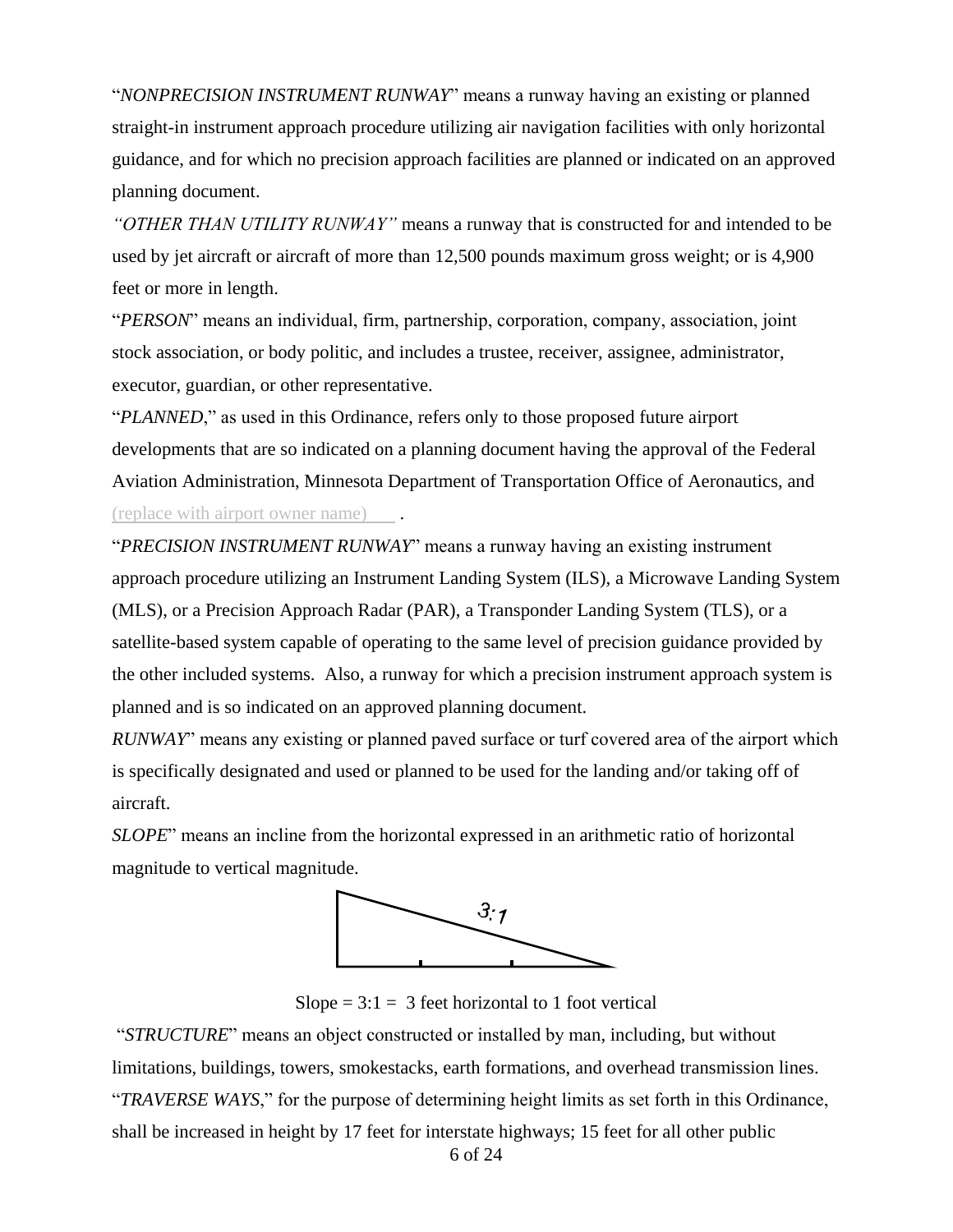"*NONPRECISION INSTRUMENT RUNWAY*" means a runway having an existing or planned straight-in instrument approach procedure utilizing air navigation facilities with only horizontal guidance, and for which no precision approach facilities are planned or indicated on an approved planning document.

*"OTHER THAN UTILITY RUNWAY"* means a runway that is constructed for and intended to be used by jet aircraft or aircraft of more than 12,500 pounds maximum gross weight; or is 4,900 feet or more in length.

"*PERSON*" means an individual, firm, partnership, corporation, company, association, joint stock association, or body politic, and includes a trustee, receiver, assignee, administrator, executor, guardian, or other representative.

"*PLANNED*," as used in this Ordinance, refers only to those proposed future airport developments that are so indicated on a planning document having the approval of the Federal Aviation Administration, Minnesota Department of Transportation Office of Aeronautics, and (replace with airport owner name) .

"*PRECISION INSTRUMENT RUNWAY*" means a runway having an existing instrument approach procedure utilizing an Instrument Landing System (ILS), a Microwave Landing System (MLS), or a Precision Approach Radar (PAR), a Transponder Landing System (TLS), or a satellite-based system capable of operating to the same level of precision guidance provided by the other included systems. Also, a runway for which a precision instrument approach system is planned and is so indicated on an approved planning document.

*RUNWAY*" means any existing or planned paved surface or turf covered area of the airport which is specifically designated and used or planned to be used for the landing and/or taking off of aircraft.

*SLOPE*" means an incline from the horizontal expressed in an arithmetic ratio of horizontal magnitude to vertical magnitude.

3:1

Slope = 3:1 = 3 feet horizontal to 1 foot vertical

"*STRUCTURE*" means an object constructed or installed by man, including, but without limitations, buildings, towers, smokestacks, earth formations, and overhead transmission lines.

"*TRAVERSE WAYS*," for the purpose of determining height limits as set forth in this Ordinance, shall be increased in height by 17 feet for interstate highways; 15 feet for all other public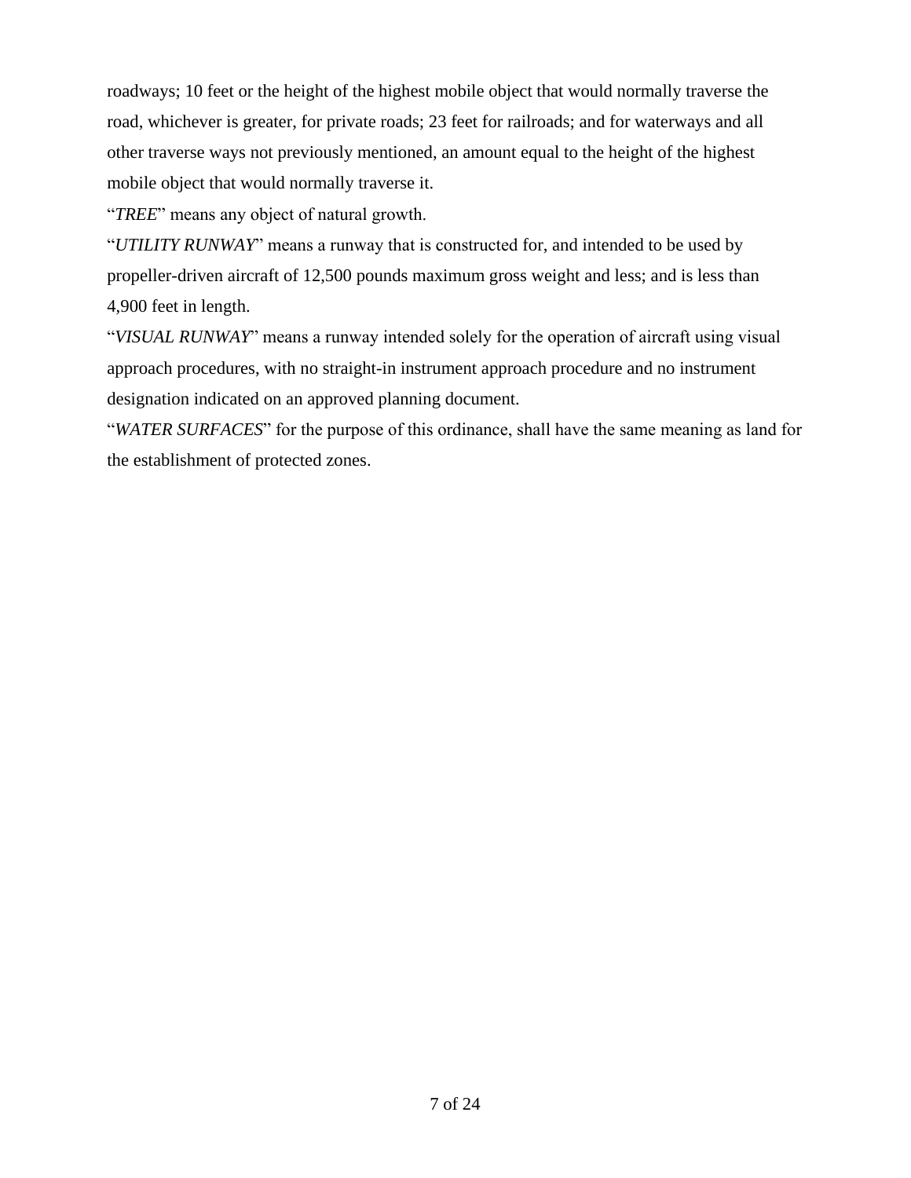roadways; 10 feet or the height of the highest mobile object that would normally traverse the road, whichever is greater, for private roads; 23 feet for railroads; and for waterways and all other traverse ways not previously mentioned, an amount equal to the height of the highest mobile object that would normally traverse it.

"*TREE*" means any object of natural growth.

"*UTILITY RUNWAY*" means a runway that is constructed for, and intended to be used by propeller-driven aircraft of 12,500 pounds maximum gross weight and less; and is less than 4,900 feet in length.

"*VISUAL RUNWAY*" means a runway intended solely for the operation of aircraft using visual approach procedures, with no straight-in instrument approach procedure and no instrument designation indicated on an approved planning document.

"*WATER SURFACES*" for the purpose of this ordinance, shall have the same meaning as land for the establishment of protected zones.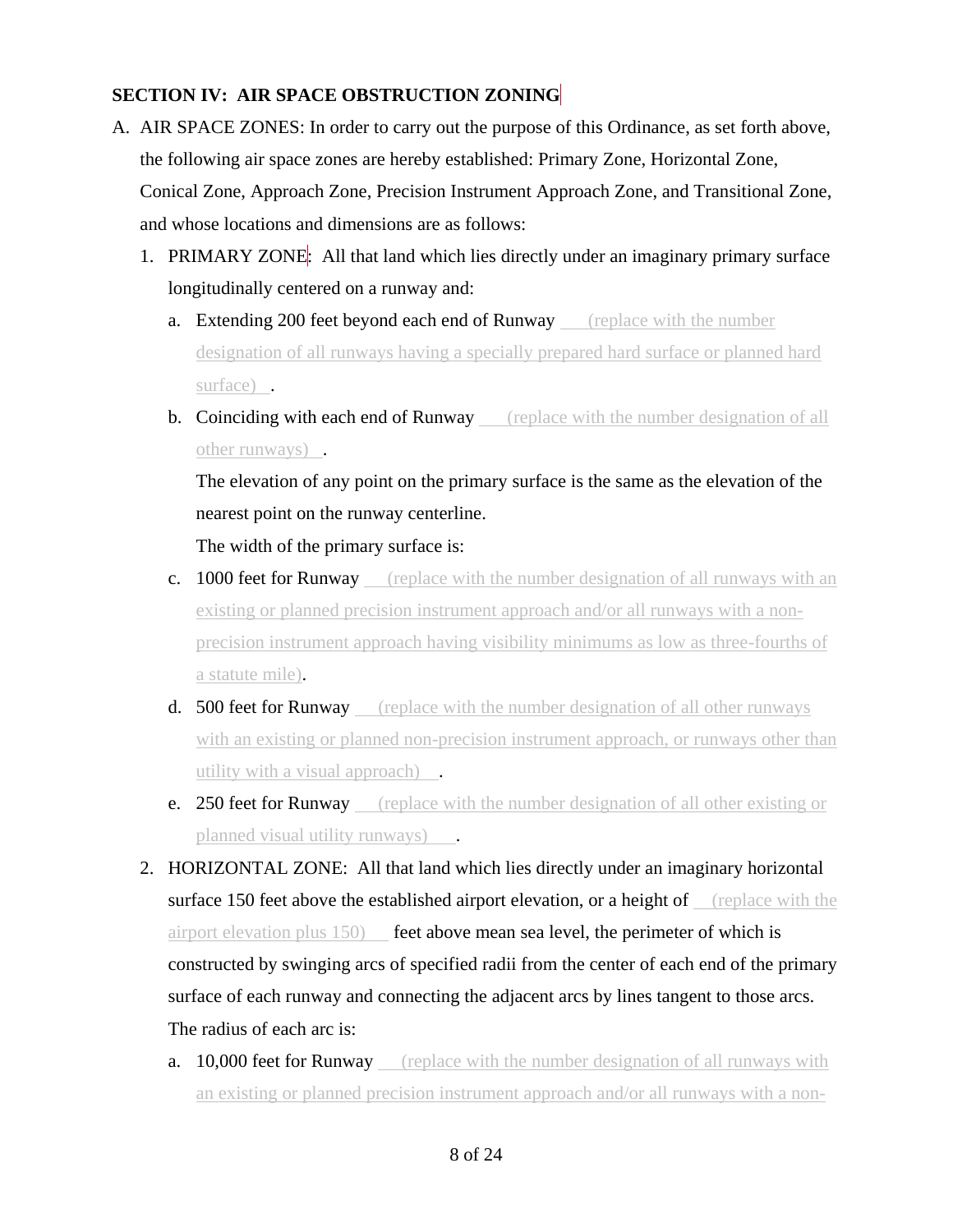## SECTION IV: AIR SPACE OBSTRUCTION ZONING

A. AIR SPACE ZONES: In order to carry out the purpose of this Ordinance, as set forth above, the following air space zones are hereby established: Primary Zone, Horizontal Zone, Conical Zone, Approach Zone, Precision Instrument Approach Zone, and Transitional Zone, and whose locations and dimensions are as follows:

   1. PRIMARY ZONE: All that land which lies directly under an imaginary primary surface longitudinally centered on a runway and:

      a. Extending 200 feet beyond each end of Runway ___(replace with the number designation of all runways having a specially prepared hard surface or planned hard surface)__.

      b. Coinciding with each end of Runway ___(replace with the number designation of all other runways)__.

      The elevation of any point on the primary surface is the same as the elevation of the nearest point on the runway centerline.

      The width of the primary surface is:

      c. 1000 feet for Runway ___(replace with the number designation of all runways with an existing or planned precision instrument approach and/or all runways with a non-precision instrument approach having visibility minimums as low as three-fourths of a statute mile).

      d. 500 feet for Runway ___(replace with the number designation of all other runways with an existing or planned non-precision instrument approach, or runways other than utility with a visual approach)__.

      e. 250 feet for Runway ___(replace with the number designation of all other existing or planned visual utility runways)___.

   2. HORIZONTAL ZONE: All that land which lies directly under an imaginary horizontal surface 150 feet above the established airport elevation, or a height of __(replace with the airport elevation plus 150)___ feet above mean sea level, the perimeter of which is constructed by swinging arcs of specified radii from the center of each end of the primary surface of each runway and connecting the adjacent arcs by lines tangent to those arcs. The radius of each arc is:

      a. 10,000 feet for Runway ___(replace with the number designation of all runways with an existing or planned precision instrument approach and/or all runways with a non-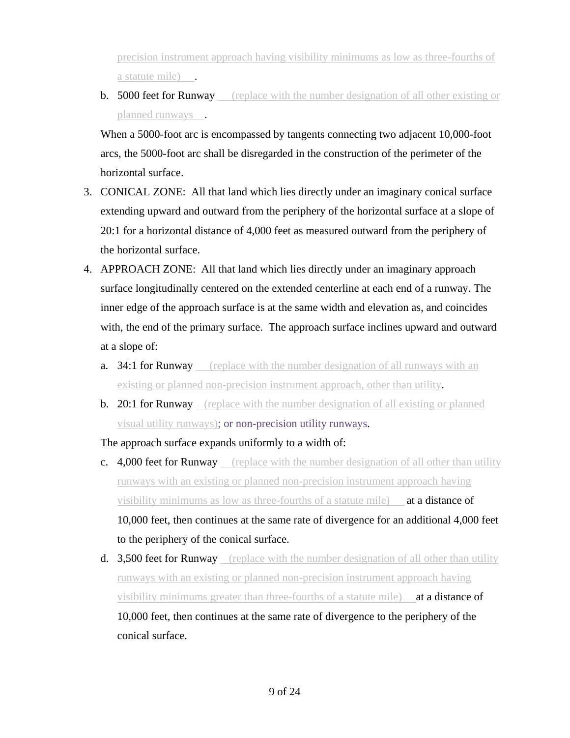precision instrument approach having visibility minimums as low as three-fourths of a statute mile) .

b. 5000 feet for Runway (replace with the number designation of all other existing or planned runways .

When a 5000-foot arc is encompassed by tangents connecting two adjacent 10,000-foot arcs, the 5000-foot arc shall be disregarded in the construction of the perimeter of the horizontal surface.

3. CONICAL ZONE: All that land which lies directly under an imaginary conical surface extending upward and outward from the periphery of the horizontal surface at a slope of 20:1 for a horizontal distance of 4,000 feet as measured outward from the periphery of the horizontal surface.

4. APPROACH ZONE: All that land which lies directly under an imaginary approach surface longitudinally centered on the extended centerline at each end of a runway. The inner edge of the approach surface is at the same width and elevation as, and coincides with, the end of the primary surface. The approach surface inclines upward and outward at a slope of:

   a. 34:1 for Runway (replace with the number designation of all runways with an existing or planned non-precision instrument approach, other than utility.

   b. 20:1 for Runway (replace with the number designation of all existing or planned visual utility runways); or non-precision utility runways.

   The approach surface expands uniformly to a width of:

   c. 4,000 feet for Runway (replace with the number designation of all other than utility runways with an existing or planned non-precision instrument approach having visibility minimums as low as three-fourths of a statute mile) at a distance of 10,000 feet, then continues at the same rate of divergence for an additional 4,000 feet to the periphery of the conical surface.

   d. 3,500 feet for Runway (replace with the number designation of all other than utility runways with an existing or planned non-precision instrument approach having visibility minimums greater than three-fourths of a statute mile) at a distance of 10,000 feet, then continues at the same rate of divergence to the periphery of the conical surface.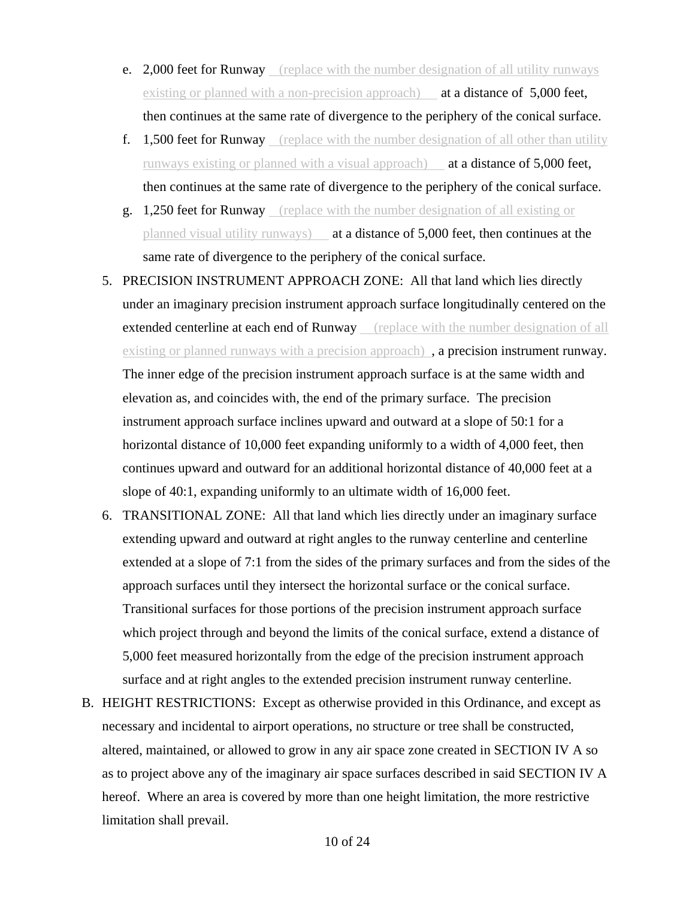e. 2,000 feet for Runway __(replace with the number designation of all utility runways existing or planned with a non-precision approach)___ at a distance of 5,000 feet, then continues at the same rate of divergence to the periphery of the conical surface.

f. 1,500 feet for Runway __(replace with the number designation of all other than utility runways existing or planned with a visual approach)___ at a distance of 5,000 feet, then continues at the same rate of divergence to the periphery of the conical surface.

g. 1,250 feet for Runway __(replace with the number designation of all existing or planned visual utility runways)___ at a distance of 5,000 feet, then continues at the same rate of divergence to the periphery of the conical surface.

5. PRECISION INSTRUMENT APPROACH ZONE: All that land which lies directly under an imaginary precision instrument approach surface longitudinally centered on the extended centerline at each end of Runway __(replace with the number designation of all existing or planned runways with a precision approach)__, a precision instrument runway. The inner edge of the precision instrument approach surface is at the same width and elevation as, and coincides with, the end of the primary surface. The precision instrument approach surface inclines upward and outward at a slope of 50:1 for a horizontal distance of 10,000 feet expanding uniformly to a width of 4,000 feet, then continues upward and outward for an additional horizontal distance of 40,000 feet at a slope of 40:1, expanding uniformly to an ultimate width of 16,000 feet.

6. TRANSITIONAL ZONE: All that land which lies directly under an imaginary surface extending upward and outward at right angles to the runway centerline and centerline extended at a slope of 7:1 from the sides of the primary surfaces and from the sides of the approach surfaces until they intersect the horizontal surface or the conical surface. Transitional surfaces for those portions of the precision instrument approach surface which project through and beyond the limits of the conical surface, extend a distance of 5,000 feet measured horizontally from the edge of the precision instrument approach surface and at right angles to the extended precision instrument runway centerline.

B. HEIGHT RESTRICTIONS: Except as otherwise provided in this Ordinance, and except as necessary and incidental to airport operations, no structure or tree shall be constructed, altered, maintained, or allowed to grow in any air space zone created in SECTION IV A so as to project above any of the imaginary air space surfaces described in said SECTION IV A hereof. Where an area is covered by more than one height limitation, the more restrictive limitation shall prevail.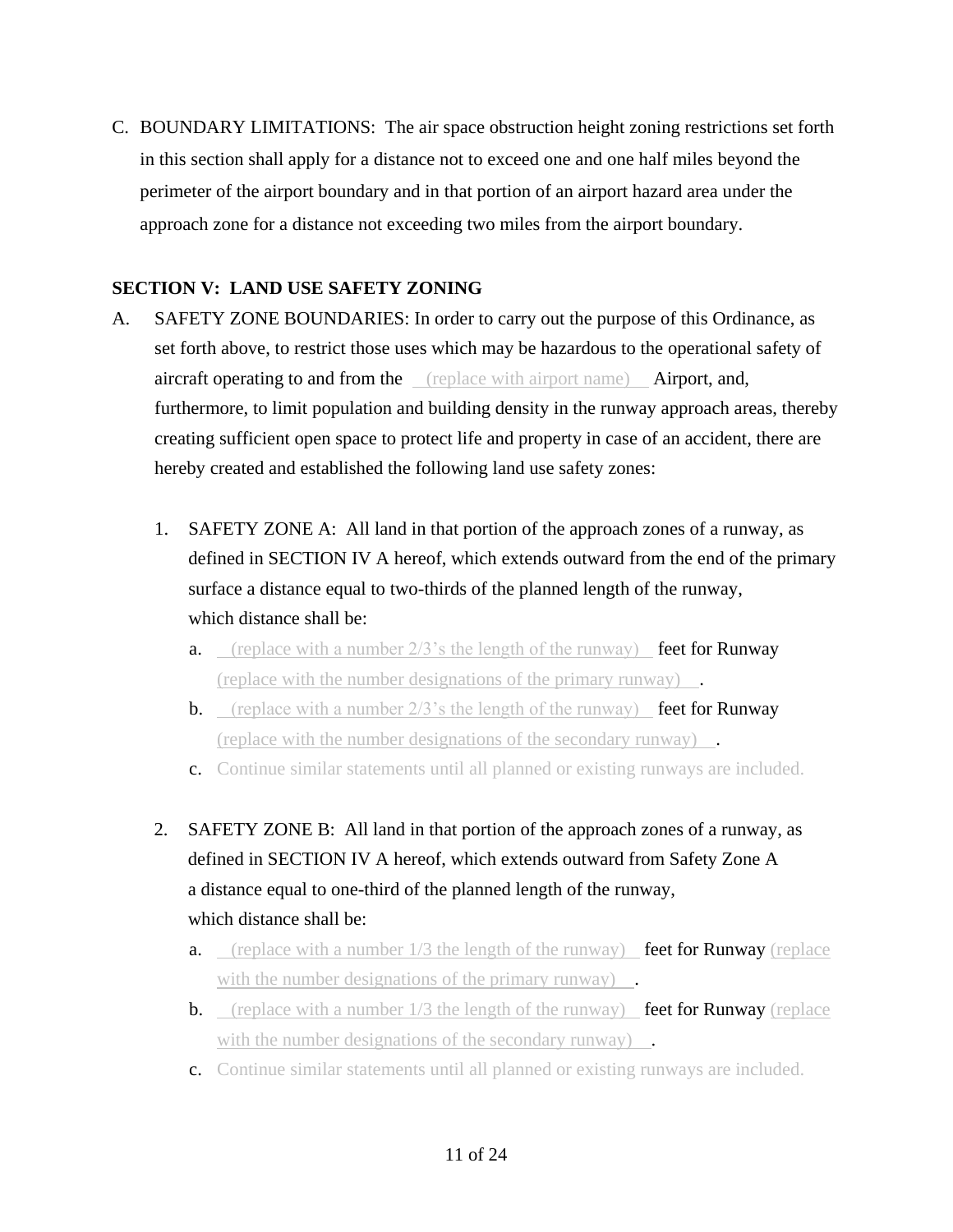C. BOUNDARY LIMITATIONS: The air space obstruction height zoning restrictions set forth in this section shall apply for a distance not to exceed one and one half miles beyond the perimeter of the airport boundary and in that portion of an airport hazard area under the approach zone for a distance not exceeding two miles from the airport boundary.

**SECTION V: LAND USE SAFETY ZONING**

A. SAFETY ZONE BOUNDARIES: In order to carry out the purpose of this Ordinance, as set forth above, to restrict those uses which may be hazardous to the operational safety of aircraft operating to and from the (replace with airport name) Airport, and, furthermore, to limit population and building density in the runway approach areas, thereby creating sufficient open space to protect life and property in case of an accident, there are hereby created and established the following land use safety zones:

1. SAFETY ZONE A: All land in that portion of the approach zones of a runway, as defined in SECTION IV A hereof, which extends outward from the end of the primary surface a distance equal to two-thirds of the planned length of the runway, which distance shall be:
   a. (replace with a number 2/3's the length of the runway) feet for Runway (replace with the number designations of the primary runway).
   b. (replace with a number 2/3's the length of the runway) feet for Runway (replace with the number designations of the secondary runway).
   c. Continue similar statements until all planned or existing runways are included.

2. SAFETY ZONE B: All land in that portion of the approach zones of a runway, as defined in SECTION IV A hereof, which extends outward from Safety Zone A a distance equal to one-third of the planned length of the runway, which distance shall be:
   a. (replace with a number 1/3 the length of the runway) feet for Runway (replace with the number designations of the primary runway).
   b. (replace with a number 1/3 the length of the runway) feet for Runway (replace with the number designations of the secondary runway).
   c. Continue similar statements until all planned or existing runways are included.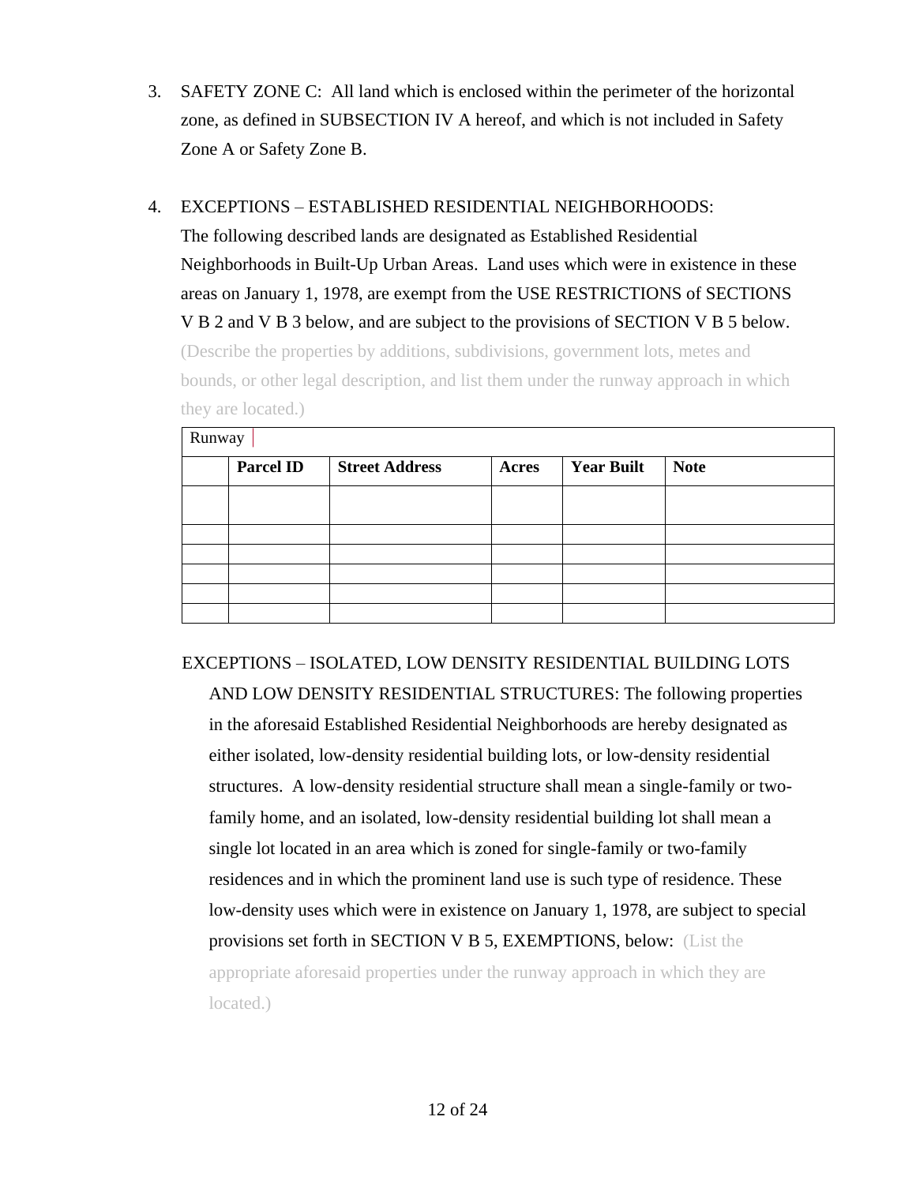3. SAFETY ZONE C: All land which is enclosed within the perimeter of the horizontal zone, as defined in SUBSECTION IV A hereof, and which is not included in Safety Zone A or Safety Zone B.

4. EXCEPTIONS – ESTABLISHED RESIDENTIAL NEIGHBORHOODS: The following described lands are designated as Established Residential Neighborhoods in Built-Up Urban Areas. Land uses which were in existence in these areas on January 1, 1978, are exempt from the USE RESTRICTIONS of SECTIONS V B 2 and V B 3 below, and are subject to the provisions of SECTION V B 5 below. (Describe the properties by additions, subdivisions, government lots, metes and bounds, or other legal description, and list them under the runway approach in which they are located.)

| Runway | | | | | |
|---|---|---|---|---|---|
| | **Parcel ID** | **Street Address** | **Acres** | **Year Built** | **Note** |
| | | | | | |
| | | | | | |
| | | | | | |
| | | | | | |
| | | | | | |
| | | | | | |

EXCEPTIONS – ISOLATED, LOW DENSITY RESIDENTIAL BUILDING LOTS AND LOW DENSITY RESIDENTIAL STRUCTURES: The following properties in the aforesaid Established Residential Neighborhoods are hereby designated as either isolated, low-density residential building lots, or low-density residential structures. A low-density residential structure shall mean a single-family or two-family home, and an isolated, low-density residential building lot shall mean a single lot located in an area which is zoned for single-family or two-family residences and in which the prominent land use is such type of residence. These low-density uses which were in existence on January 1, 1978, are subject to special provisions set forth in SECTION V B 5, EXEMPTIONS, below: (List the appropriate aforesaid properties under the runway approach in which they are located.)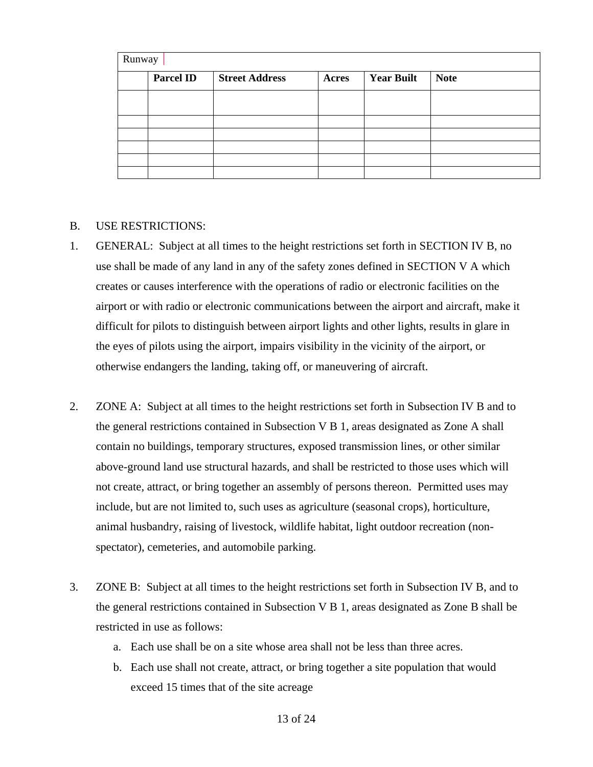| Runway | | | | | |
|---|---|---|---|---|---|
| | **Parcel ID** | **Street Address** | **Acres** | **Year Built** | **Note** |
| | | | | | |
| | | | | | |
| | | | | | |
| | | | | | |
| | | | | | |
| | | | | | |

B. USE RESTRICTIONS:

1. GENERAL: Subject at all times to the height restrictions set forth in SECTION IV B, no use shall be made of any land in any of the safety zones defined in SECTION V A which creates or causes interference with the operations of radio or electronic facilities on the airport or with radio or electronic communications between the airport and aircraft, make it difficult for pilots to distinguish between airport lights and other lights, results in glare in the eyes of pilots using the airport, impairs visibility in the vicinity of the airport, or otherwise endangers the landing, taking off, or maneuvering of aircraft.

2. ZONE A: Subject at all times to the height restrictions set forth in Subsection IV B and to the general restrictions contained in Subsection V B 1, areas designated as Zone A shall contain no buildings, temporary structures, exposed transmission lines, or other similar above-ground land use structural hazards, and shall be restricted to those uses which will not create, attract, or bring together an assembly of persons thereon. Permitted uses may include, but are not limited to, such uses as agriculture (seasonal crops), horticulture, animal husbandry, raising of livestock, wildlife habitat, light outdoor recreation (non-spectator), cemeteries, and automobile parking.

3. ZONE B: Subject at all times to the height restrictions set forth in Subsection IV B, and to the general restrictions contained in Subsection V B 1, areas designated as Zone B shall be restricted in use as follows:
   a. Each use shall be on a site whose area shall not be less than three acres.
   b. Each use shall not create, attract, or bring together a site population that would exceed 15 times that of the site acreage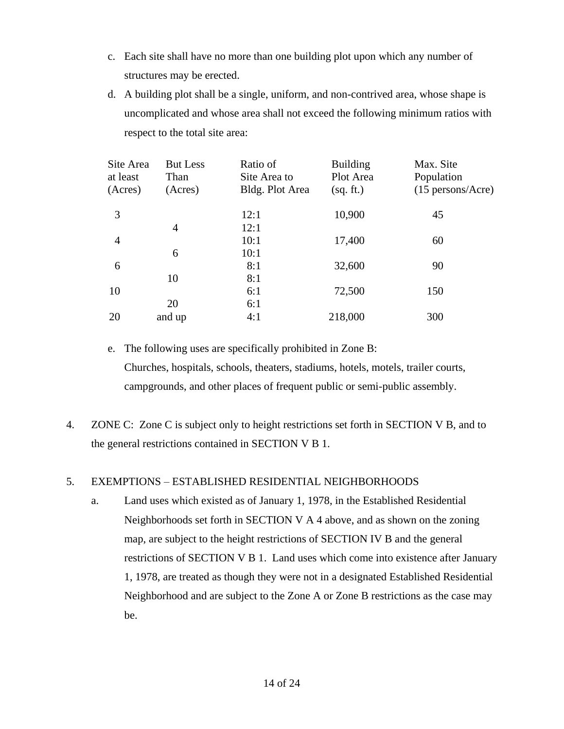c. Each site shall have no more than one building plot upon which any number of structures may be erected.

d. A building plot shall be a single, uniform, and non-contrived area, whose shape is uncomplicated and whose area shall not exceed the following minimum ratios with respect to the total site area:

| Site Area at least (Acres) | But Less Than (Acres) | Ratio of Site Area to Bldg. Plot Area | Building Plot Area (sq. ft.) | Max. Site Population (15 persons/Acre) |
|---|---|---|---|---|
| 3 | | 12:1 | 10,900 | 45 |
| | 4 | 12:1 | | |
| 4 | | 10:1 | 17,400 | 60 |
| | 6 | 10:1 | | |
| 6 | | 8:1 | 32,600 | 90 |
| | 10 | 8:1 | | |
| 10 | | 6:1 | 72,500 | 150 |
| | 20 | 6:1 | | |
| 20 | and up | 4:1 | 218,000 | 300 |

e. The following uses are specifically prohibited in Zone B:
Churches, hospitals, schools, theaters, stadiums, hotels, motels, trailer courts, campgrounds, and other places of frequent public or semi-public assembly.

4. ZONE C: Zone C is subject only to height restrictions set forth in SECTION V B, and to the general restrictions contained in SECTION V B 1.

5. EXEMPTIONS – ESTABLISHED RESIDENTIAL NEIGHBORHOODS

   a. Land uses which existed as of January 1, 1978, in the Established Residential Neighborhoods set forth in SECTION V A 4 above, and as shown on the zoning map, are subject to the height restrictions of SECTION IV B and the general restrictions of SECTION V B 1. Land uses which come into existence after January 1, 1978, are treated as though they were not in a designated Established Residential Neighborhood and are subject to the Zone A or Zone B restrictions as the case may be.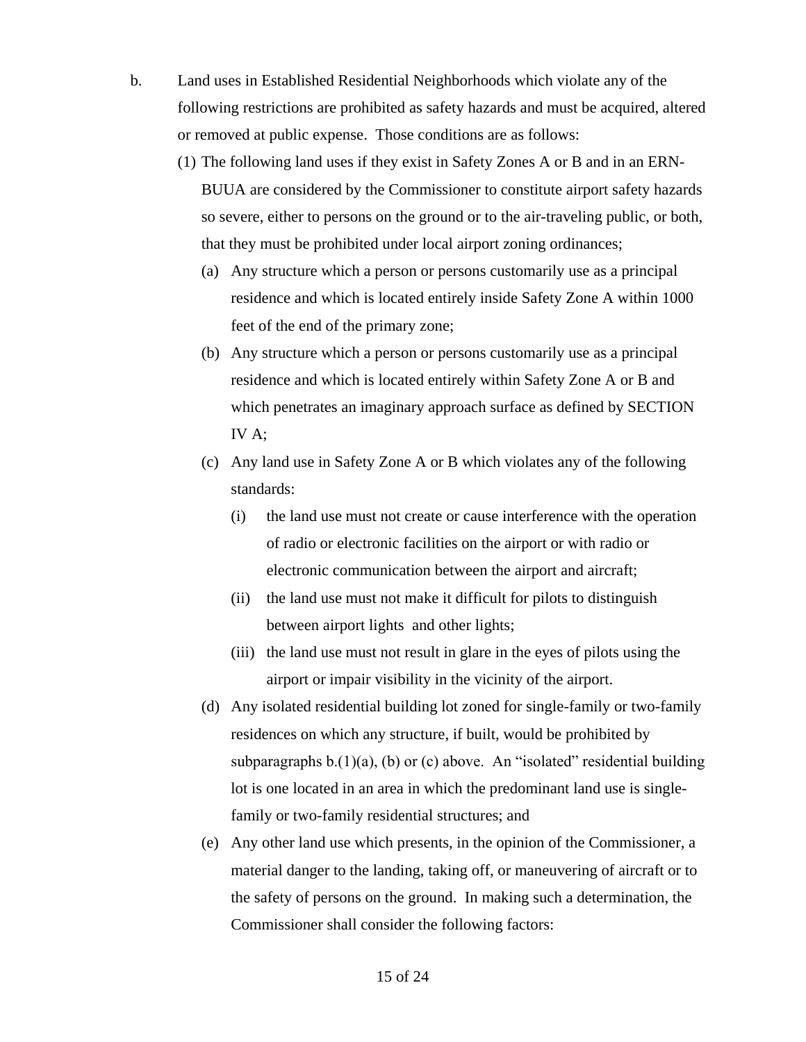b. Land uses in Established Residential Neighborhoods which violate any of the following restrictions are prohibited as safety hazards and must be acquired, altered or removed at public expense. Those conditions are as follows:

(1) The following land uses if they exist in Safety Zones A or B and in an ERN-BUUA are considered by the Commissioner to constitute airport safety hazards so severe, either to persons on the ground or to the air-traveling public, or both, that they must be prohibited under local airport zoning ordinances;

(a) Any structure which a person or persons customarily use as a principal residence and which is located entirely inside Safety Zone A within 1000 feet of the end of the primary zone;

(b) Any structure which a person or persons customarily use as a principal residence and which is located entirely within Safety Zone A or B and which penetrates an imaginary approach surface as defined by SECTION IV A;

(c) Any land use in Safety Zone A or B which violates any of the following standards:

(i) the land use must not create or cause interference with the operation of radio or electronic facilities on the airport or with radio or electronic communication between the airport and aircraft;

(ii) the land use must not make it difficult for pilots to distinguish between airport lights and other lights;

(iii) the land use must not result in glare in the eyes of pilots using the airport or impair visibility in the vicinity of the airport.

(d) Any isolated residential building lot zoned for single-family or two-family residences on which any structure, if built, would be prohibited by subparagraphs b.(1)(a), (b) or (c) above. An "isolated" residential building lot is one located in an area in which the predominant land use is single-family or two-family residential structures; and

(e) Any other land use which presents, in the opinion of the Commissioner, a material danger to the landing, taking off, or maneuvering of aircraft or to the safety of persons on the ground. In making such a determination, the Commissioner shall consider the following factors: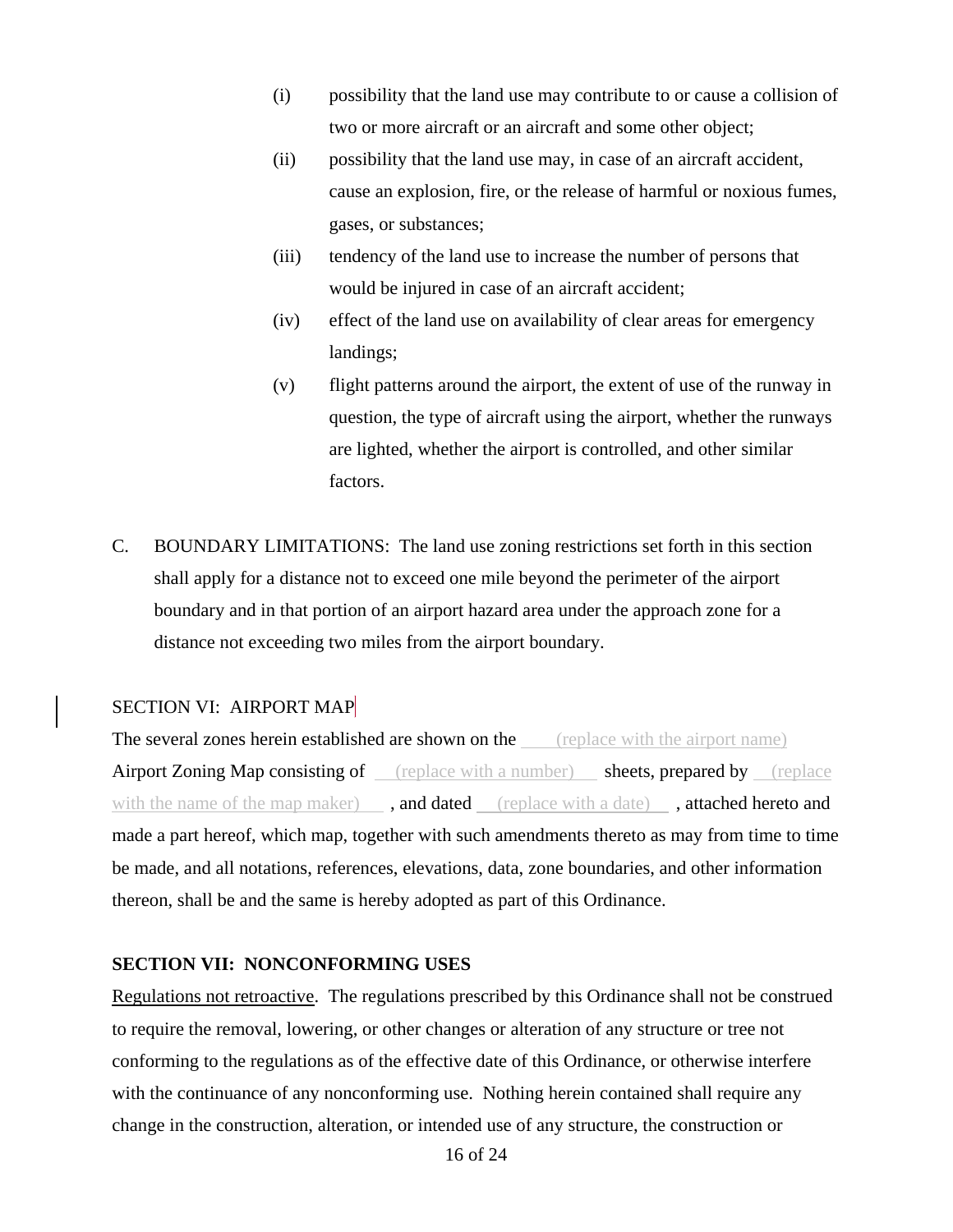(i) possibility that the land use may contribute to or cause a collision of two or more aircraft or an aircraft and some other object;

(ii) possibility that the land use may, in case of an aircraft accident, cause an explosion, fire, or the release of harmful or noxious fumes, gases, or substances;

(iii) tendency of the land use to increase the number of persons that would be injured in case of an aircraft accident;

(iv) effect of the land use on availability of clear areas for emergency landings;

(v) flight patterns around the airport, the extent of use of the runway in question, the type of aircraft using the airport, whether the runways are lighted, whether the airport is controlled, and other similar factors.

C. BOUNDARY LIMITATIONS: The land use zoning restrictions set forth in this section shall apply for a distance not to exceed one mile beyond the perimeter of the airport boundary and in that portion of an airport hazard area under the approach zone for a distance not exceeding two miles from the airport boundary.

SECTION VI: AIRPORT MAP

The several zones herein established are shown on the ____(replace with the airport name) Airport Zoning Map consisting of __(replace with a number)___ sheets, prepared by __(replace with the name of the map maker)___, and dated __(replace with a date)__, attached hereto and made a part hereof, which map, together with such amendments thereto as may from time to time be made, and all notations, references, elevations, data, zone boundaries, and other information thereon, shall be and the same is hereby adopted as part of this Ordinance.

**SECTION VII: NONCONFORMING USES**

Regulations not retroactive. The regulations prescribed by this Ordinance shall not be construed to require the removal, lowering, or other changes or alteration of any structure or tree not conforming to the regulations as of the effective date of this Ordinance, or otherwise interfere with the continuance of any nonconforming use. Nothing herein contained shall require any change in the construction, alteration, or intended use of any structure, the construction or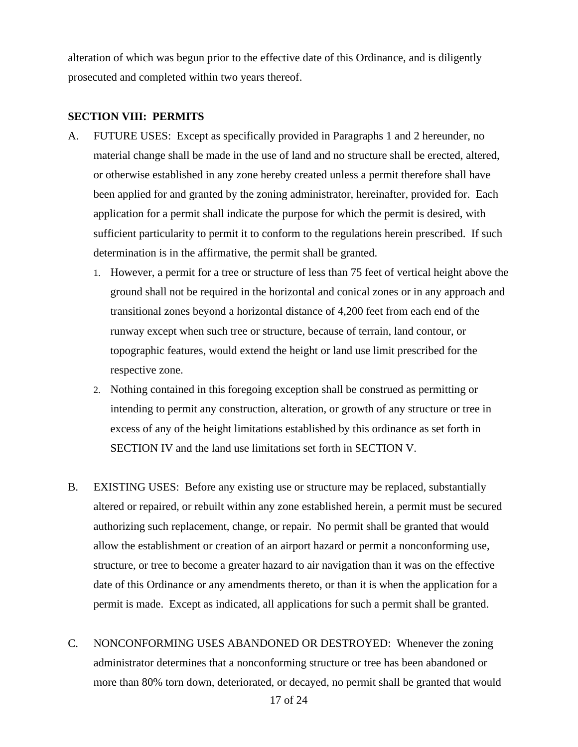alteration of which was begun prior to the effective date of this Ordinance, and is diligently prosecuted and completed within two years thereof.

**SECTION VIII: PERMITS**

A. FUTURE USES: Except as specifically provided in Paragraphs 1 and 2 hereunder, no material change shall be made in the use of land and no structure shall be erected, altered, or otherwise established in any zone hereby created unless a permit therefore shall have been applied for and granted by the zoning administrator, hereinafter, provided for. Each application for a permit shall indicate the purpose for which the permit is desired, with sufficient particularity to permit it to conform to the regulations herein prescribed. If such determination is in the affirmative, the permit shall be granted.

   1. However, a permit for a tree or structure of less than 75 feet of vertical height above the ground shall not be required in the horizontal and conical zones or in any approach and transitional zones beyond a horizontal distance of 4,200 feet from each end of the runway except when such tree or structure, because of terrain, land contour, or topographic features, would extend the height or land use limit prescribed for the respective zone.
   2. Nothing contained in this foregoing exception shall be construed as permitting or intending to permit any construction, alteration, or growth of any structure or tree in excess of any of the height limitations established by this ordinance as set forth in SECTION IV and the land use limitations set forth in SECTION V.

B. EXISTING USES: Before any existing use or structure may be replaced, substantially altered or repaired, or rebuilt within any zone established herein, a permit must be secured authorizing such replacement, change, or repair. No permit shall be granted that would allow the establishment or creation of an airport hazard or permit a nonconforming use, structure, or tree to become a greater hazard to air navigation than it was on the effective date of this Ordinance or any amendments thereto, or than it is when the application for a permit is made. Except as indicated, all applications for such a permit shall be granted.

C. NONCONFORMING USES ABANDONED OR DESTROYED: Whenever the zoning administrator determines that a nonconforming structure or tree has been abandoned or more than 80% torn down, deteriorated, or decayed, no permit shall be granted that would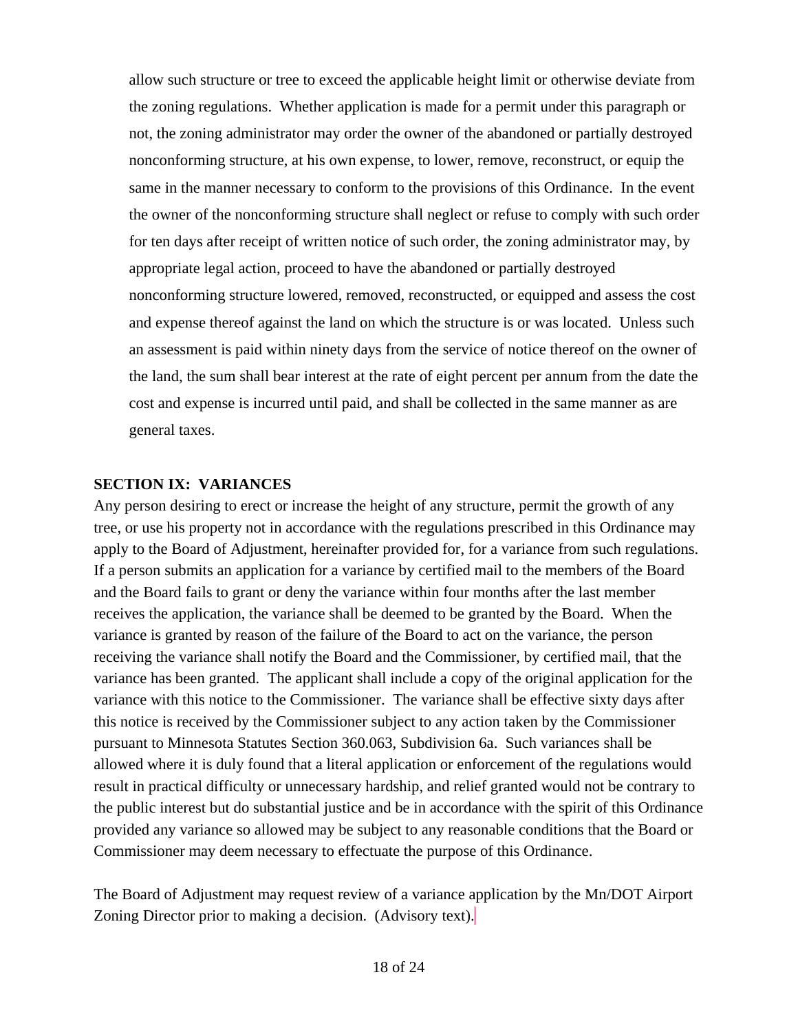allow such structure or tree to exceed the applicable height limit or otherwise deviate from the zoning regulations. Whether application is made for a permit under this paragraph or not, the zoning administrator may order the owner of the abandoned or partially destroyed nonconforming structure, at his own expense, to lower, remove, reconstruct, or equip the same in the manner necessary to conform to the provisions of this Ordinance. In the event the owner of the nonconforming structure shall neglect or refuse to comply with such order for ten days after receipt of written notice of such order, the zoning administrator may, by appropriate legal action, proceed to have the abandoned or partially destroyed nonconforming structure lowered, removed, reconstructed, or equipped and assess the cost and expense thereof against the land on which the structure is or was located. Unless such an assessment is paid within ninety days from the service of notice thereof on the owner of the land, the sum shall bear interest at the rate of eight percent per annum from the date the cost and expense is incurred until paid, and shall be collected in the same manner as are general taxes.

## SECTION IX: VARIANCES

Any person desiring to erect or increase the height of any structure, permit the growth of any tree, or use his property not in accordance with the regulations prescribed in this Ordinance may apply to the Board of Adjustment, hereinafter provided for, for a variance from such regulations. If a person submits an application for a variance by certified mail to the members of the Board and the Board fails to grant or deny the variance within four months after the last member receives the application, the variance shall be deemed to be granted by the Board. When the variance is granted by reason of the failure of the Board to act on the variance, the person receiving the variance shall notify the Board and the Commissioner, by certified mail, that the variance has been granted. The applicant shall include a copy of the original application for the variance with this notice to the Commissioner. The variance shall be effective sixty days after this notice is received by the Commissioner subject to any action taken by the Commissioner pursuant to Minnesota Statutes Section 360.063, Subdivision 6a. Such variances shall be allowed where it is duly found that a literal application or enforcement of the regulations would result in practical difficulty or unnecessary hardship, and relief granted would not be contrary to the public interest but do substantial justice and be in accordance with the spirit of this Ordinance provided any variance so allowed may be subject to any reasonable conditions that the Board or Commissioner may deem necessary to effectuate the purpose of this Ordinance.

The Board of Adjustment may request review of a variance application by the Mn/DOT Airport Zoning Director prior to making a decision. (Advisory text).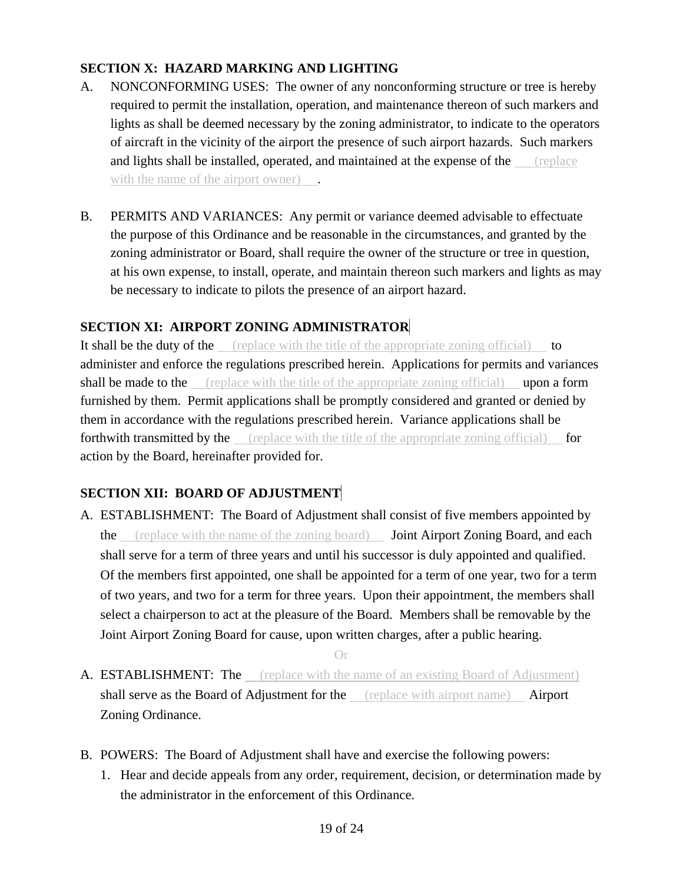### SECTION X: HAZARD MARKING AND LIGHTING

A. NONCONFORMING USES: The owner of any nonconforming structure or tree is hereby required to permit the installation, operation, and maintenance thereon of such markers and lights as shall be deemed necessary by the zoning administrator, to indicate to the operators of aircraft in the vicinity of the airport the presence of such airport hazards. Such markers and lights shall be installed, operated, and maintained at the expense of the ___(replace with the name of the airport owner)___.

B. PERMITS AND VARIANCES: Any permit or variance deemed advisable to effectuate the purpose of this Ordinance and be reasonable in the circumstances, and granted by the zoning administrator or Board, shall require the owner of the structure or tree in question, at his own expense, to install, operate, and maintain thereon such markers and lights as may be necessary to indicate to pilots the presence of an airport hazard.

### SECTION XI: AIRPORT ZONING ADMINISTRATOR

It shall be the duty of the ___(replace with the title of the appropriate zoning official)___ to administer and enforce the regulations prescribed herein. Applications for permits and variances shall be made to the ___(replace with the title of the appropriate zoning official)___ upon a form furnished by them. Permit applications shall be promptly considered and granted or denied by them in accordance with the regulations prescribed herein. Variance applications shall be forthwith transmitted by the ___(replace with the title of the appropriate zoning official)___ for action by the Board, hereinafter provided for.

### SECTION XII: BOARD OF ADJUSTMENT

A. ESTABLISHMENT: The Board of Adjustment shall consist of five members appointed by the ___(replace with the name of the zoning board)___ Joint Airport Zoning Board, and each shall serve for a term of three years and until his successor is duly appointed and qualified. Of the members first appointed, one shall be appointed for a term of one year, two for a term of two years, and two for a term for three years. Upon their appointment, the members shall select a chairperson to act at the pleasure of the Board. Members shall be removable by the Joint Airport Zoning Board for cause, upon written charges, after a public hearing.

Or

A. ESTABLISHMENT: The ___(replace with the name of an existing Board of Adjustment)___ shall serve as the Board of Adjustment for the ___(replace with airport name)___ Airport Zoning Ordinance.

B. POWERS: The Board of Adjustment shall have and exercise the following powers:

1. Hear and decide appeals from any order, requirement, decision, or determination made by the administrator in the enforcement of this Ordinance.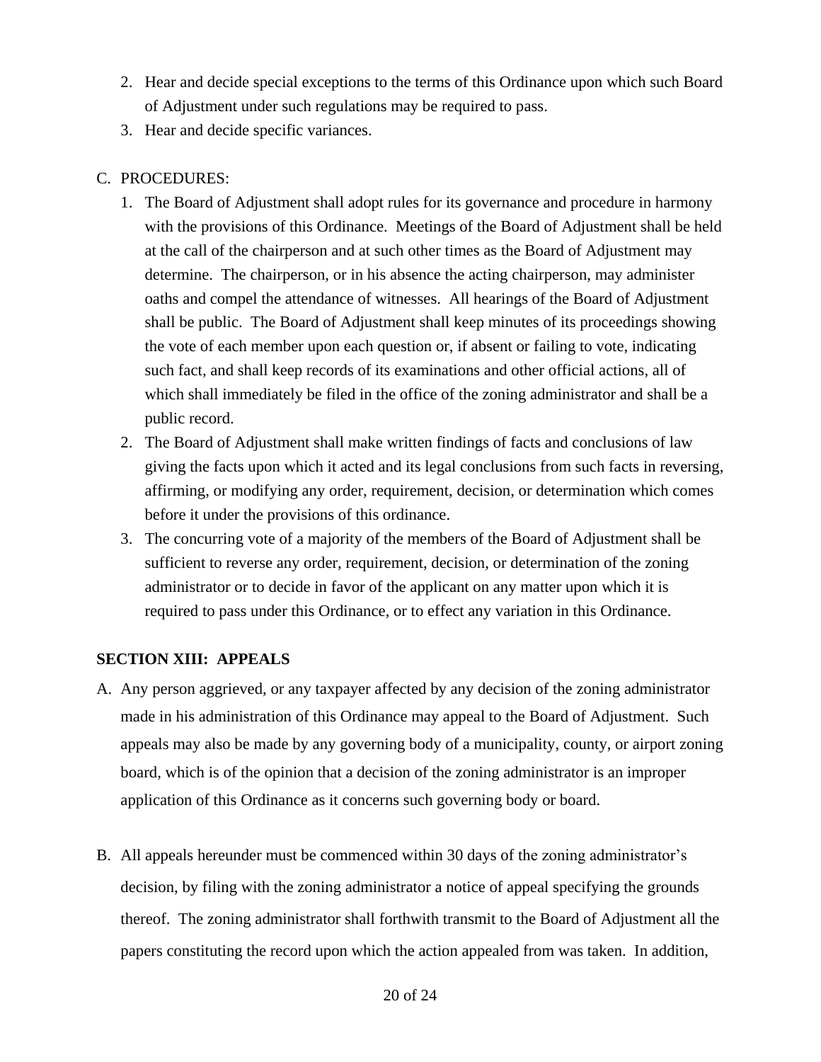2. Hear and decide special exceptions to the terms of this Ordinance upon which such Board of Adjustment under such regulations may be required to pass.
3. Hear and decide specific variances.

C. PROCEDURES:

1. The Board of Adjustment shall adopt rules for its governance and procedure in harmony with the provisions of this Ordinance. Meetings of the Board of Adjustment shall be held at the call of the chairperson and at such other times as the Board of Adjustment may determine. The chairperson, or in his absence the acting chairperson, may administer oaths and compel the attendance of witnesses. All hearings of the Board of Adjustment shall be public. The Board of Adjustment shall keep minutes of its proceedings showing the vote of each member upon each question or, if absent or failing to vote, indicating such fact, and shall keep records of its examinations and other official actions, all of which shall immediately be filed in the office of the zoning administrator and shall be a public record.
2. The Board of Adjustment shall make written findings of facts and conclusions of law giving the facts upon which it acted and its legal conclusions from such facts in reversing, affirming, or modifying any order, requirement, decision, or determination which comes before it under the provisions of this ordinance.
3. The concurring vote of a majority of the members of the Board of Adjustment shall be sufficient to reverse any order, requirement, decision, or determination of the zoning administrator or to decide in favor of the applicant on any matter upon which it is required to pass under this Ordinance, or to effect any variation in this Ordinance.

## SECTION XIII: APPEALS

A. Any person aggrieved, or any taxpayer affected by any decision of the zoning administrator made in his administration of this Ordinance may appeal to the Board of Adjustment. Such appeals may also be made by any governing body of a municipality, county, or airport zoning board, which is of the opinion that a decision of the zoning administrator is an improper application of this Ordinance as it concerns such governing body or board.

B. All appeals hereunder must be commenced within 30 days of the zoning administrator's decision, by filing with the zoning administrator a notice of appeal specifying the grounds thereof. The zoning administrator shall forthwith transmit to the Board of Adjustment all the papers constituting the record upon which the action appealed from was taken. In addition,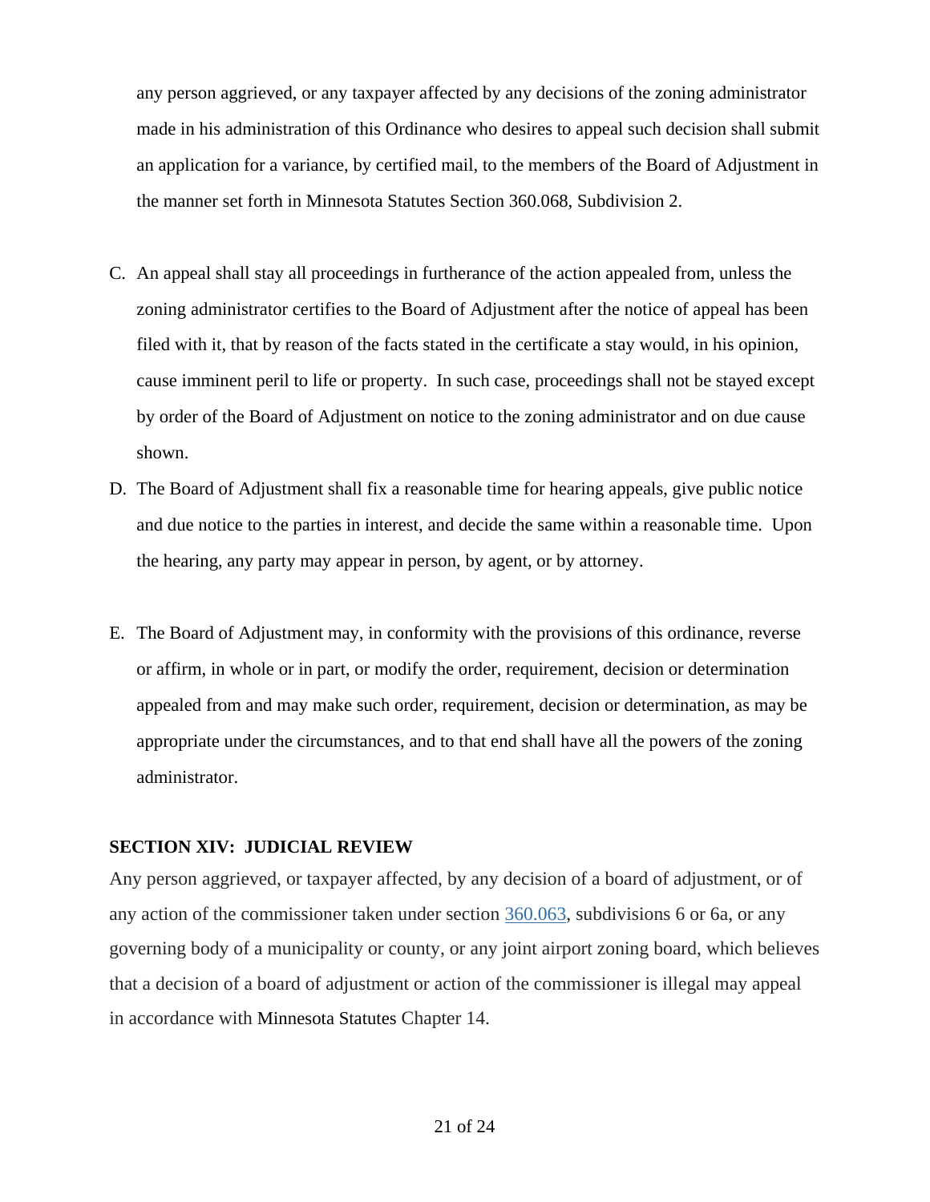any person aggrieved, or any taxpayer affected by any decisions of the zoning administrator made in his administration of this Ordinance who desires to appeal such decision shall submit an application for a variance, by certified mail, to the members of the Board of Adjustment in the manner set forth in Minnesota Statutes Section 360.068, Subdivision 2.

C. An appeal shall stay all proceedings in furtherance of the action appealed from, unless the zoning administrator certifies to the Board of Adjustment after the notice of appeal has been filed with it, that by reason of the facts stated in the certificate a stay would, in his opinion, cause imminent peril to life or property. In such case, proceedings shall not be stayed except by order of the Board of Adjustment on notice to the zoning administrator and on due cause shown.

D. The Board of Adjustment shall fix a reasonable time for hearing appeals, give public notice and due notice to the parties in interest, and decide the same within a reasonable time. Upon the hearing, any party may appear in person, by agent, or by attorney.

E. The Board of Adjustment may, in conformity with the provisions of this ordinance, reverse or affirm, in whole or in part, or modify the order, requirement, decision or determination appealed from and may make such order, requirement, decision or determination, as may be appropriate under the circumstances, and to that end shall have all the powers of the zoning administrator.

## SECTION XIV: JUDICIAL REVIEW

Any person aggrieved, or taxpayer affected, by any decision of a board of adjustment, or of any action of the commissioner taken under section 360.063, subdivisions 6 or 6a, or any governing body of a municipality or county, or any joint airport zoning board, which believes that a decision of a board of adjustment or action of the commissioner is illegal may appeal in accordance with Minnesota Statutes Chapter 14.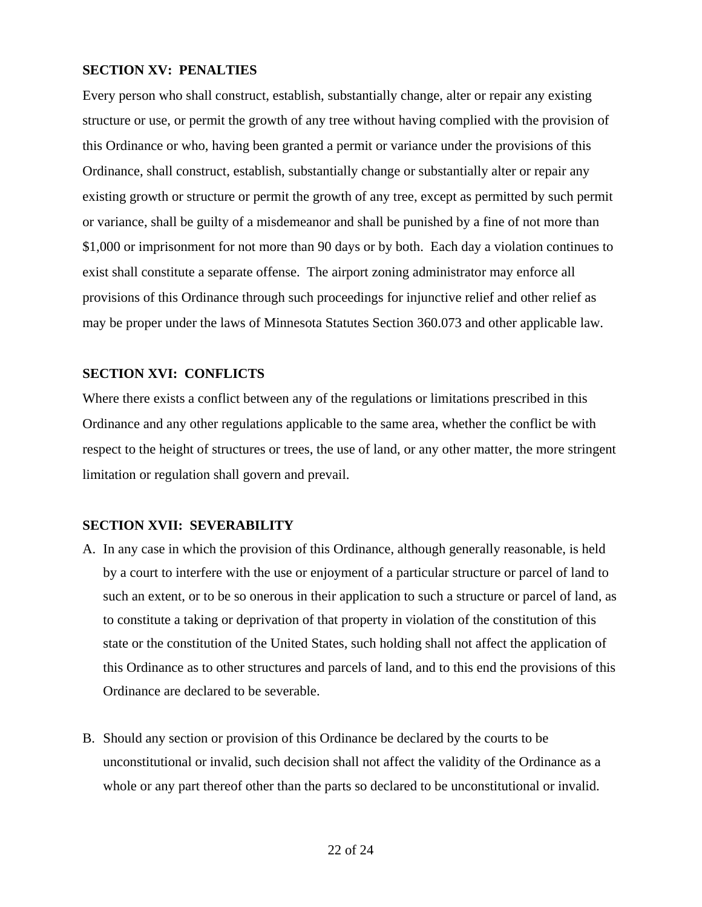**SECTION XV: PENALTIES**

Every person who shall construct, establish, substantially change, alter or repair any existing structure or use, or permit the growth of any tree without having complied with the provision of this Ordinance or who, having been granted a permit or variance under the provisions of this Ordinance, shall construct, establish, substantially change or substantially alter or repair any existing growth or structure or permit the growth of any tree, except as permitted by such permit or variance, shall be guilty of a misdemeanor and shall be punished by a fine of not more than $1,000 or imprisonment for not more than 90 days or by both. Each day a violation continues to exist shall constitute a separate offense. The airport zoning administrator may enforce all provisions of this Ordinance through such proceedings for injunctive relief and other relief as may be proper under the laws of Minnesota Statutes Section 360.073 and other applicable law.

**SECTION XVI: CONFLICTS**

Where there exists a conflict between any of the regulations or limitations prescribed in this Ordinance and any other regulations applicable to the same area, whether the conflict be with respect to the height of structures or trees, the use of land, or any other matter, the more stringent limitation or regulation shall govern and prevail.

**SECTION XVII: SEVERABILITY**

A. In any case in which the provision of this Ordinance, although generally reasonable, is held by a court to interfere with the use or enjoyment of a particular structure or parcel of land to such an extent, or to be so onerous in their application to such a structure or parcel of land, as to constitute a taking or deprivation of that property in violation of the constitution of this state or the constitution of the United States, such holding shall not affect the application of this Ordinance as to other structures and parcels of land, and to this end the provisions of this Ordinance are declared to be severable.

B. Should any section or provision of this Ordinance be declared by the courts to be unconstitutional or invalid, such decision shall not affect the validity of the Ordinance as a whole or any part thereof other than the parts so declared to be unconstitutional or invalid.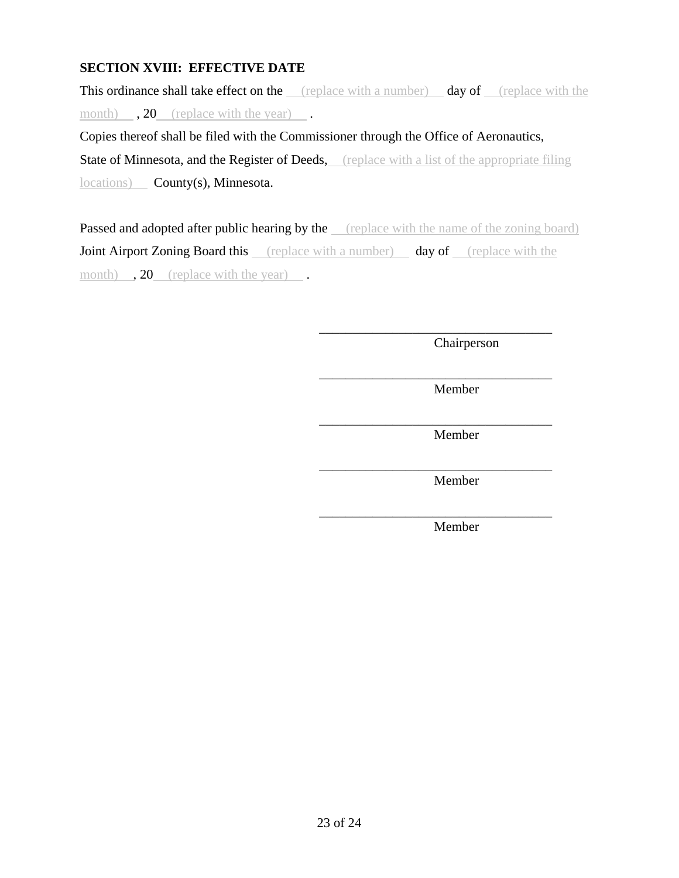**SECTION XVIII: EFFECTIVE DATE**

This ordinance shall take effect on the \_\_(replace with a number)\_\_ day of \_\_(replace with the month)\_\_ , 20\_\_(replace with the year)\_\_ .

Copies thereof shall be filed with the Commissioner through the Office of Aeronautics, State of Minnesota, and the Register of Deeds,\_\_(replace with a list of the appropriate filing locations)\_\_ County(s), Minnesota.

Passed and adopted after public hearing by the \_\_(replace with the name of the zoning board) Joint Airport Zoning Board this \_\_(replace with a number)\_\_ day of \_\_(replace with the month)\_\_, 20\_\_(replace with the year)\_\_ .

\_\_\_\_\_\_\_\_\_\_\_\_\_\_\_\_\_\_\_\_\_\_\_\_\_\_\_\_\_\_\_\_\_\_\_
Chairperson

\_\_\_\_\_\_\_\_\_\_\_\_\_\_\_\_\_\_\_\_\_\_\_\_\_\_\_\_\_\_\_\_\_\_\_
Member

\_\_\_\_\_\_\_\_\_\_\_\_\_\_\_\_\_\_\_\_\_\_\_\_\_\_\_\_\_\_\_\_\_\_\_
Member

\_\_\_\_\_\_\_\_\_\_\_\_\_\_\_\_\_\_\_\_\_\_\_\_\_\_\_\_\_\_\_\_\_\_\_
Member

\_\_\_\_\_\_\_\_\_\_\_\_\_\_\_\_\_\_\_\_\_\_\_\_\_\_\_\_\_\_\_\_\_\_\_
Member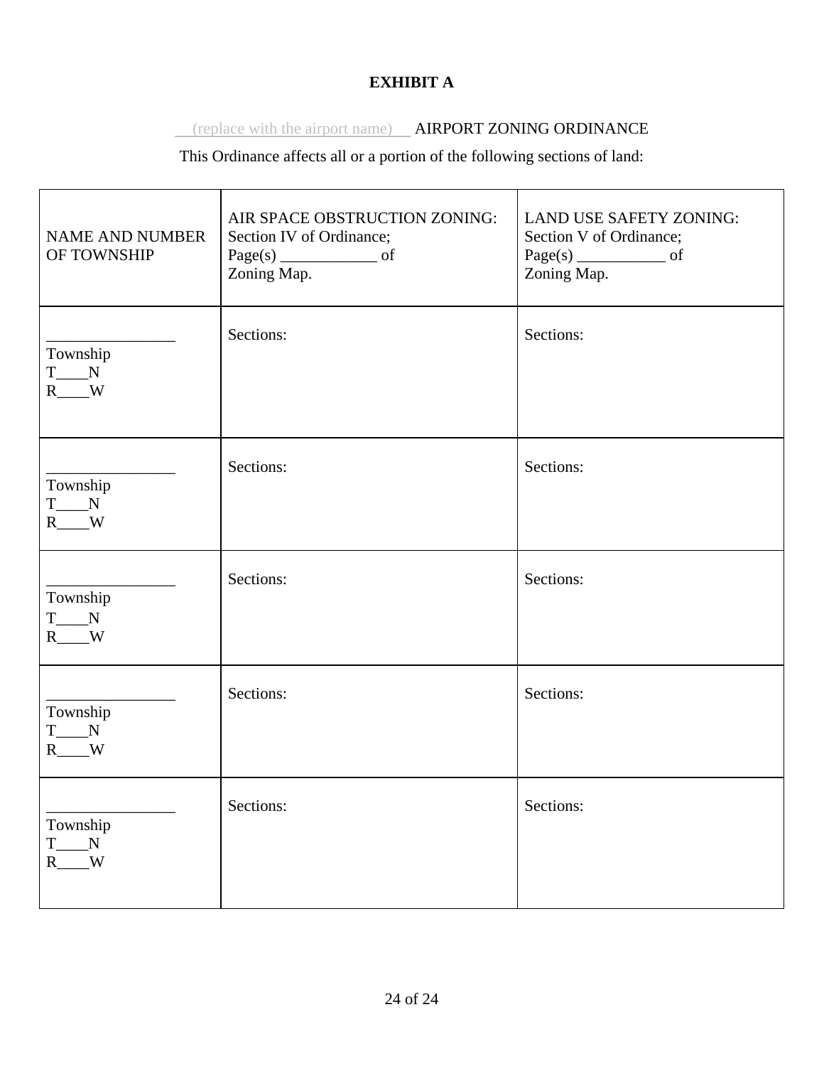**EXHIBIT A**

__(replace with the airport name)__ AIRPORT ZONING ORDINANCE

This Ordinance affects all or a portion of the following sections of land:

| NAME AND NUMBER OF TOWNSHIP | AIR SPACE OBSTRUCTION ZONING: Section IV of Ordinance; Page(s) ____________ of Zoning Map. | LAND USE SAFETY ZONING: Section V of Ordinance; Page(s) ___________ of Zoning Map. |
|---|---|---|
| ________________ Township T____N R____W | Sections: | Sections: |
| ________________ Township T____N R____W | Sections: | Sections: |
| ________________ Township T____N R____W | Sections: | Sections: |
| ________________ Township T____N R____W | Sections: | Sections: |
| ________________ Township T____N R____W | Sections: | Sections: |